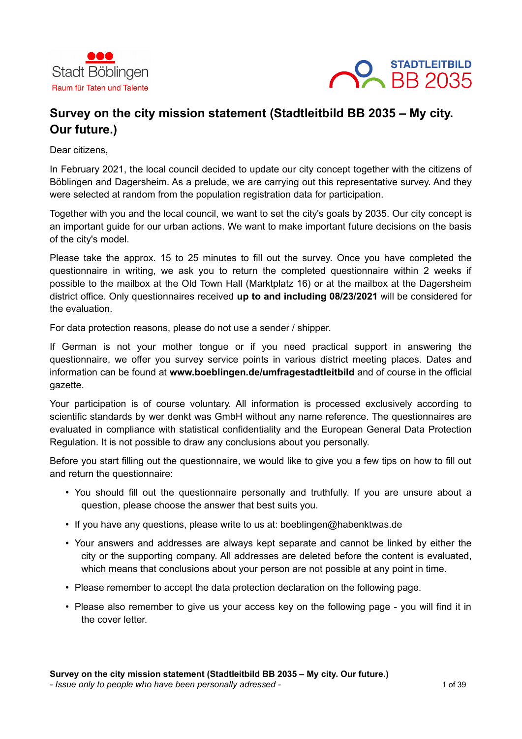Stadt Böblingen
Raum für Taten und Talente

STADTLEITBILD
BB 2035

# Survey on the city mission statement (Stadtleitbild BB 2035 – My city. Our future.)

Dear citizens,

In February 2021, the local council decided to update our city concept together with the citizens of Böblingen and Dagersheim. As a prelude, we are carrying out this representative survey. And they were selected at random from the population registration data for participation.

Together with you and the local council, we want to set the city's goals by 2035. Our city concept is an important guide for our urban actions. We want to make important future decisions on the basis of the city's model.

Please take the approx. 15 to 25 minutes to fill out the survey. Once you have completed the questionnaire in writing, we ask you to return the completed questionnaire within 2 weeks if possible to the mailbox at the Old Town Hall (Marktplatz 16) or at the mailbox at the Dagersheim district office. Only questionnaires received **up to and including 08/23/2021** will be considered for the evaluation.

For data protection reasons, please do not use a sender / shipper.

If German is not your mother tongue or if you need practical support in answering the questionnaire, we offer you survey service points in various district meeting places. Dates and information can be found at **www.boeblingen.de/umfragestadtleitbild** and of course in the official gazette.

Your participation is of course voluntary. All information is processed exclusively according to scientific standards by wer denkt was GmbH without any name reference. The questionnaires are evaluated in compliance with statistical confidentiality and the European General Data Protection Regulation. It is not possible to draw any conclusions about you personally.

Before you start filling out the questionnaire, we would like to give you a few tips on how to fill out and return the questionnaire:

- You should fill out the questionnaire personally and truthfully. If you are unsure about a question, please choose the answer that best suits you.
- If you have any questions, please write to us at: boeblingen@habenktwas.de
- Your answers and addresses are always kept separate and cannot be linked by either the city or the supporting company. All addresses are deleted before the content is evaluated, which means that conclusions about your person are not possible at any point in time.
- Please remember to accept the data protection declaration on the following page.
- Please also remember to give us your access key on the following page - you will find it in the cover letter.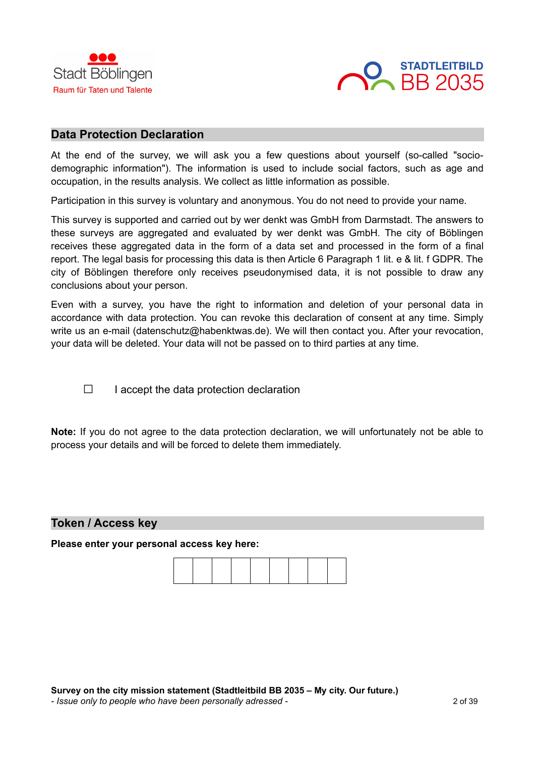Stadt Böblingen
Raum für Taten und Talente

STADTLEITBILD
BB 2035

## Data Protection Declaration

At the end of the survey, we will ask you a few questions about yourself (so-called "socio-demographic information"). The information is used to include social factors, such as age and occupation, in the results analysis. We collect as little information as possible.

Participation in this survey is voluntary and anonymous. You do not need to provide your name.

This survey is supported and carried out by wer denkt was GmbH from Darmstadt. The answers to these surveys are aggregated and evaluated by wer denkt was GmbH. The city of Böblingen receives these aggregated data in the form of a data set and processed in the form of a final report. The legal basis for processing this data is then Article 6 Paragraph 1 lit. e & lit. f GDPR. The city of Böblingen therefore only receives pseudonymised data, it is not possible to draw any conclusions about your person.

Even with a survey, you have the right to information and deletion of your personal data in accordance with data protection. You can revoke this declaration of consent at any time. Simply write us an e-mail (datenschutz@habenktwas.de). We will then contact you. After your revocation, your data will be deleted. Your data will not be passed on to third parties at any time.

☐ I accept the data protection declaration

**Note:** If you do not agree to the data protection declaration, we will unfortunately not be able to process your details and will be forced to delete them immediately.

## Token / Access key

**Please enter your personal access key here:**

| | | | | | | | | |
|---|---|---|---|---|---|---|---|---|
| | | | | | | | | |

**Survey on the city mission statement (Stadtleitbild BB 2035 – My city. Our future.)**
*- Issue only to people who have been personally adressed -*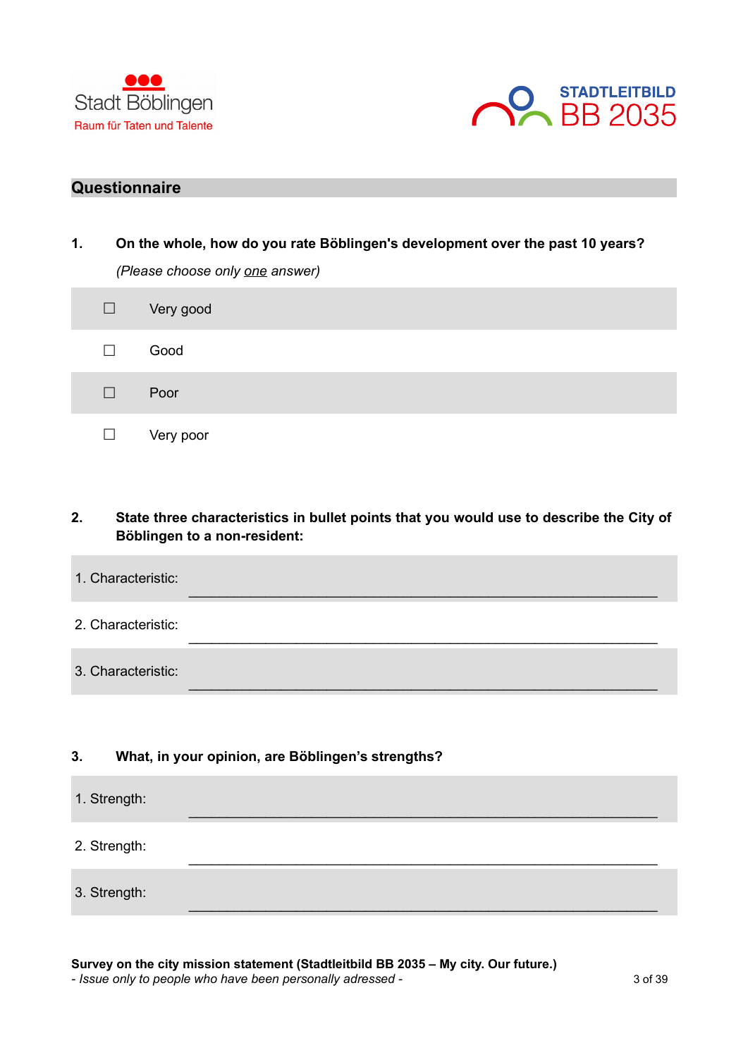Stadt Böblingen
Raum für Taten und Talente

STADTLEITBILD
BB 2035

## Questionnaire

**1. On the whole, how do you rate Böblingen's development over the past 10 years?**

*(Please choose only one answer)*

- ☐ Very good
- ☐ Good
- ☐ Poor
- ☐ Very poor

**2. State three characteristics in bullet points that you would use to describe the City of Böblingen to a non-resident:**

1. Characteristic: ____________________________________________

2. Characteristic: ____________________________________________

3. Characteristic: ____________________________________________

**3. What, in your opinion, are Böblingen's strengths?**

1. Strength: ____________________________________________

2. Strength: ____________________________________________

3. Strength: ____________________________________________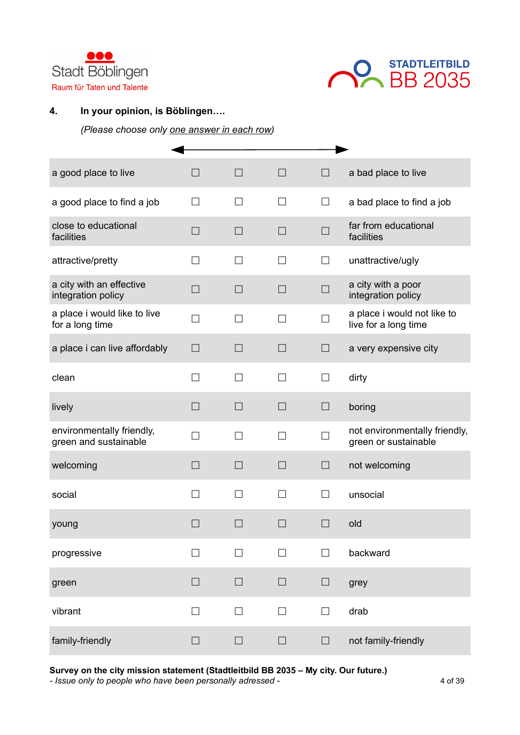Stadt Böblingen
Raum für Taten und Talente

STADTLEITBILD
BB 2035

**4. In your opinion, is Böblingen….**

*(Please choose only <u>one answer in each row</u>)*

| | ◄ | | | ► | |
|---|---|---|---|---|---|
| a good place to live | ☐ | ☐ | ☐ | ☐ | a bad place to live |
| a good place to find a job | ☐ | ☐ | ☐ | ☐ | a bad place to find a job |
| close to educational facilities | ☐ | ☐ | ☐ | ☐ | far from educational facilities |
| attractive/pretty | ☐ | ☐ | ☐ | ☐ | unattractive/ugly |
| a city with an effective integration policy | ☐ | ☐ | ☐ | ☐ | a city with a poor integration policy |
| a place i would like to live for a long time | ☐ | ☐ | ☐ | ☐ | a place i would not like to live for a long time |
| a place i can live affordably | ☐ | ☐ | ☐ | ☐ | a very expensive city |
| clean | ☐ | ☐ | ☐ | ☐ | dirty |
| lively | ☐ | ☐ | ☐ | ☐ | boring |
| environmentally friendly, green and sustainable | ☐ | ☐ | ☐ | ☐ | not environmentally friendly, green or sustainable |
| welcoming | ☐ | ☐ | ☐ | ☐ | not welcoming |
| social | ☐ | ☐ | ☐ | ☐ | unsocial |
| young | ☐ | ☐ | ☐ | ☐ | old |
| progressive | ☐ | ☐ | ☐ | ☐ | backward |
| green | ☐ | ☐ | ☐ | ☐ | grey |
| vibrant | ☐ | ☐ | ☐ | ☐ | drab |
| family-friendly | ☐ | ☐ | ☐ | ☐ | not family-friendly |

**Survey on the city mission statement (Stadtleitbild BB 2035 – My city. Our future.)**
*- Issue only to people who have been personally adressed -*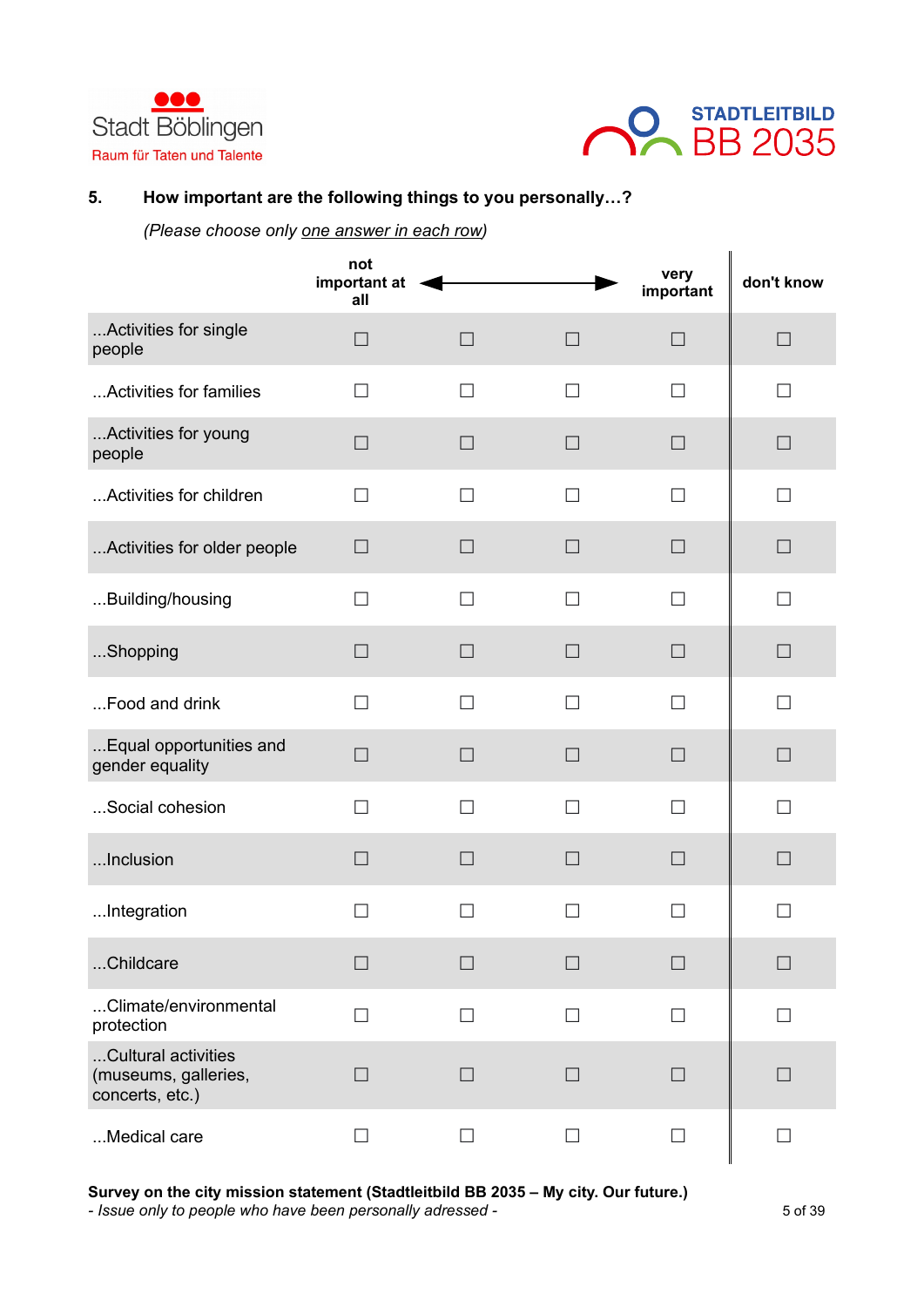Stadt Böblingen
Raum für Taten und Talente

STADTLEITBILD
BB 2035

**5. How important are the following things to you personally…?**

*(Please choose only <u>one answer in each row</u>)*

| | not important at all ◄ | | | ► very important | don't know |
|---|---|---|---|---|---|
| ...Activities for single people | ☐ | ☐ | ☐ | ☐ | ☐ |
| ...Activities for families | ☐ | ☐ | ☐ | ☐ | ☐ |
| ...Activities for young people | ☐ | ☐ | ☐ | ☐ | ☐ |
| ...Activities for children | ☐ | ☐ | ☐ | ☐ | ☐ |
| ...Activities for older people | ☐ | ☐ | ☐ | ☐ | ☐ |
| ...Building/housing | ☐ | ☐ | ☐ | ☐ | ☐ |
| ...Shopping | ☐ | ☐ | ☐ | ☐ | ☐ |
| ...Food and drink | ☐ | ☐ | ☐ | ☐ | ☐ |
| ...Equal opportunities and gender equality | ☐ | ☐ | ☐ | ☐ | ☐ |
| ...Social cohesion | ☐ | ☐ | ☐ | ☐ | ☐ |
| ...Inclusion | ☐ | ☐ | ☐ | ☐ | ☐ |
| ...Integration | ☐ | ☐ | ☐ | ☐ | ☐ |
| ...Childcare | ☐ | ☐ | ☐ | ☐ | ☐ |
| ...Climate/environmental protection | ☐ | ☐ | ☐ | ☐ | ☐ |
| ...Cultural activities (museums, galleries, concerts, etc.) | ☐ | ☐ | ☐ | ☐ | ☐ |
| ...Medical care | ☐ | ☐ | ☐ | ☐ | ☐ |

**Survey on the city mission statement (Stadtleitbild BB 2035 – My city. Our future.)**
*- Issue only to people who have been personally adressed -*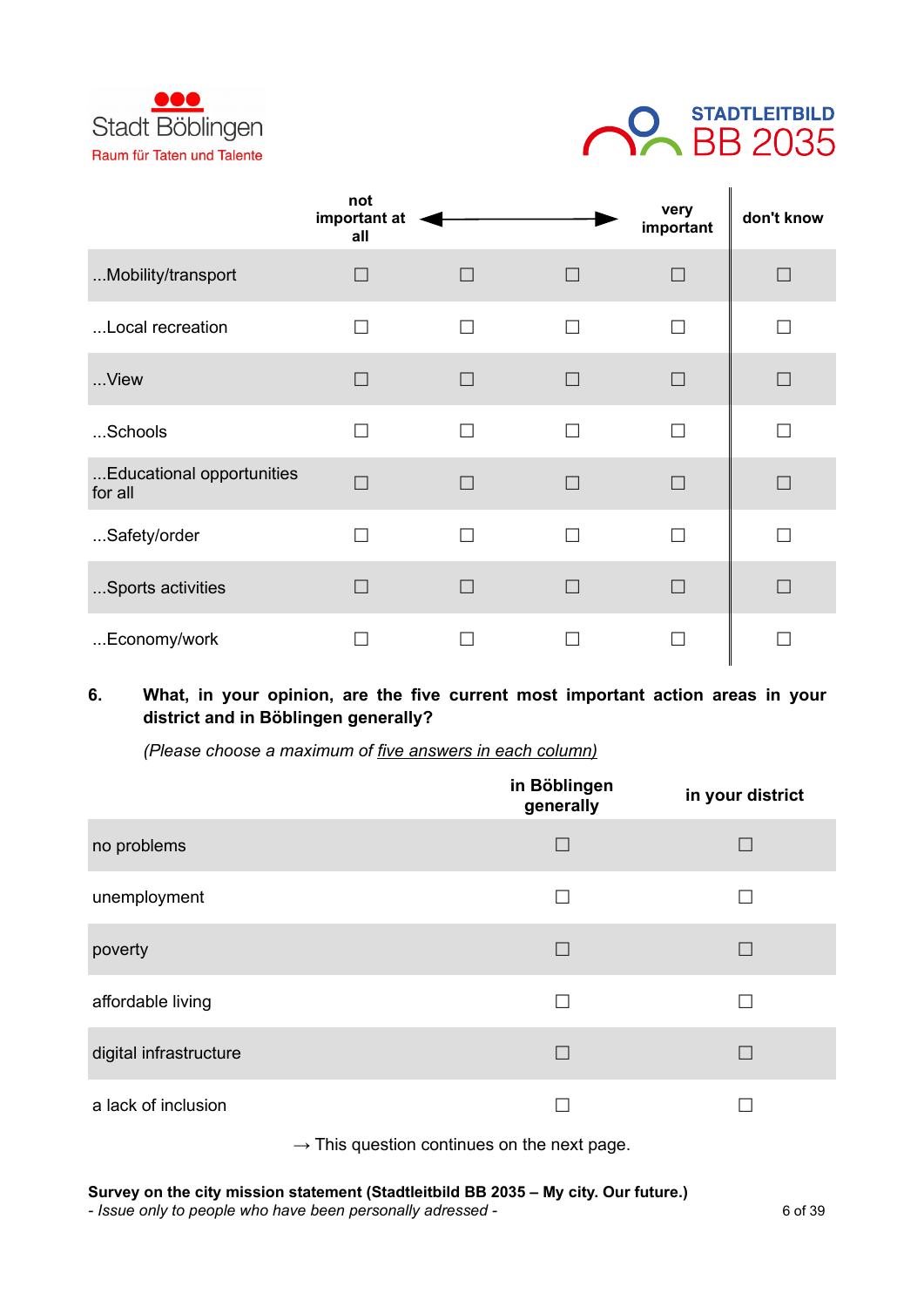| | not important at all | ⟵ | ⟶ | very important | don't know |
|---|---|---|---|---|---|
| ...Mobility/transport | ☐ | ☐ | ☐ | ☐ | ☐ |
| ...Local recreation | ☐ | ☐ | ☐ | ☐ | ☐ |
| ...View | ☐ | ☐ | ☐ | ☐ | ☐ |
| ...Schools | ☐ | ☐ | ☐ | ☐ | ☐ |
| ...Educational opportunities for all | ☐ | ☐ | ☐ | ☐ | ☐ |
| ...Safety/order | ☐ | ☐ | ☐ | ☐ | ☐ |
| ...Sports activities | ☐ | ☐ | ☐ | ☐ | ☐ |
| ...Economy/work | ☐ | ☐ | ☐ | ☐ | ☐ |

**6. What, in your opinion, are the five current most important action areas in your district and in Böblingen generally?**

*(Please choose a maximum of five answers in each column)*

| | in Böblingen generally | in your district |
|---|---|---|
| no problems | ☐ | ☐ |
| unemployment | ☐ | ☐ |
| poverty | ☐ | ☐ |
| affordable living | ☐ | ☐ |
| digital infrastructure | ☐ | ☐ |
| a lack of inclusion | ☐ | ☐ |

→ This question continues on the next page.

**Survey on the city mission statement (Stadtleitbild BB 2035 – My city. Our future.)**
*- Issue only to people who have been personally adressed -*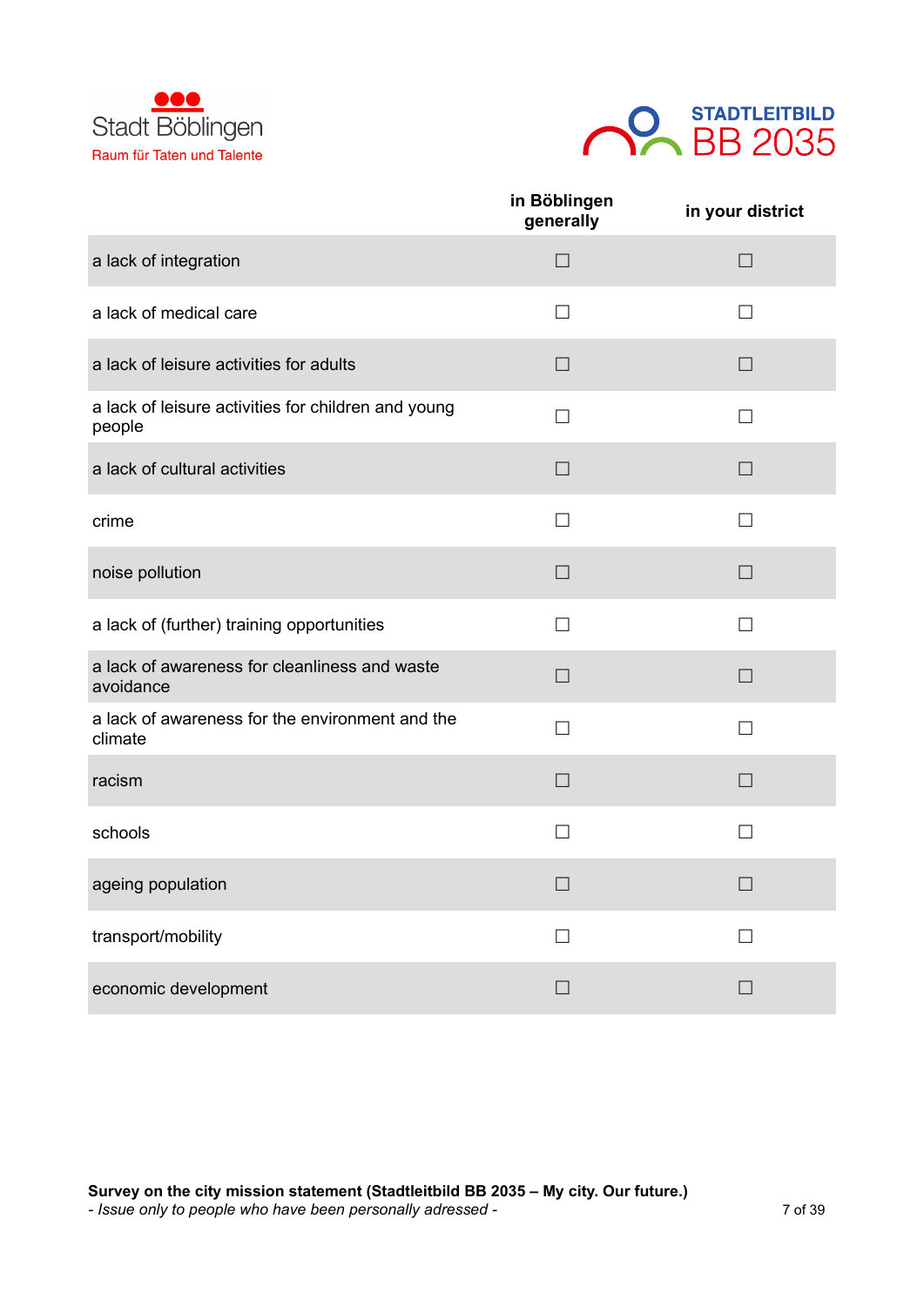|  | in Böblingen generally | in your district |
|---|---|---|
| a lack of integration | ☐ | ☐ |
| a lack of medical care | ☐ | ☐ |
| a lack of leisure activities for adults | ☐ | ☐ |
| a lack of leisure activities for children and young people | ☐ | ☐ |
| a lack of cultural activities | ☐ | ☐ |
| crime | ☐ | ☐ |
| noise pollution | ☐ | ☐ |
| a lack of (further) training opportunities | ☐ | ☐ |
| a lack of awareness for cleanliness and waste avoidance | ☐ | ☐ |
| a lack of awareness for the environment and the climate | ☐ | ☐ |
| racism | ☐ | ☐ |
| schools | ☐ | ☐ |
| ageing population | ☐ | ☐ |
| transport/mobility | ☐ | ☐ |
| economic development | ☐ | ☐ |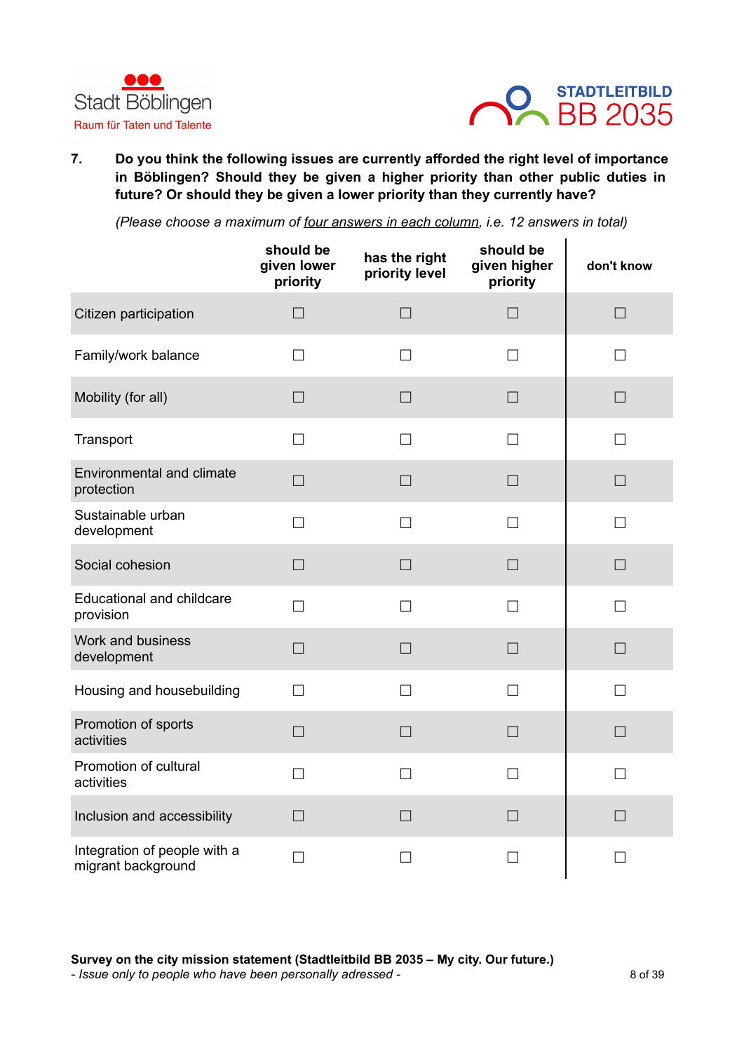Stadt Böblingen
Raum für Taten und Talente

STADTLEITBILD
BB 2035

**7. Do you think the following issues are currently afforded the right level of importance in Böblingen? Should they be given a higher priority than other public duties in future? Or should they be given a lower priority than they currently have?**

*(Please choose a maximum of four answers in each column, i.e. 12 answers in total)*

| | should be given lower priority | has the right priority level | should be given higher priority | don't know |
|---|---|---|---|---|
| Citizen participation | ☐ | ☐ | ☐ | ☐ |
| Family/work balance | ☐ | ☐ | ☐ | ☐ |
| Mobility (for all) | ☐ | ☐ | ☐ | ☐ |
| Transport | ☐ | ☐ | ☐ | ☐ |
| Environmental and climate protection | ☐ | ☐ | ☐ | ☐ |
| Sustainable urban development | ☐ | ☐ | ☐ | ☐ |
| Social cohesion | ☐ | ☐ | ☐ | ☐ |
| Educational and childcare provision | ☐ | ☐ | ☐ | ☐ |
| Work and business development | ☐ | ☐ | ☐ | ☐ |
| Housing and housebuilding | ☐ | ☐ | ☐ | ☐ |
| Promotion of sports activities | ☐ | ☐ | ☐ | ☐ |
| Promotion of cultural activities | ☐ | ☐ | ☐ | ☐ |
| Inclusion and accessibility | ☐ | ☐ | ☐ | ☐ |
| Integration of people with a migrant background | ☐ | ☐ | ☐ | ☐ |

**Survey on the city mission statement (Stadtleitbild BB 2035 – My city. Our future.)**
*- Issue only to people who have been personally adressed -*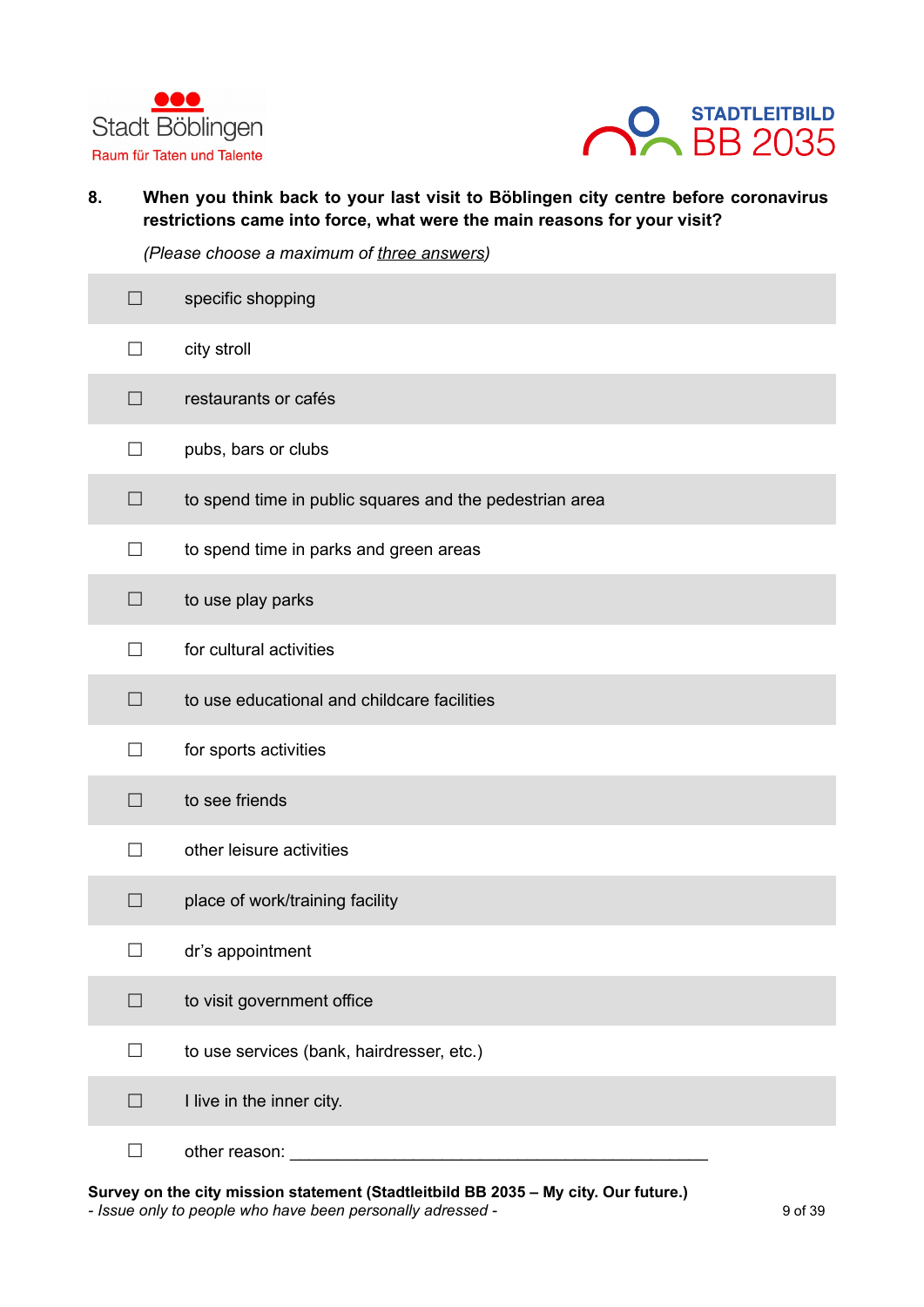**8. When you think back to your last visit to Böblingen city centre before coronavirus restrictions came into force, what were the main reasons for your visit?**

*(Please choose a maximum of three answers)*

- ☐ specific shopping
- ☐ city stroll
- ☐ restaurants or cafés
- ☐ pubs, bars or clubs
- ☐ to spend time in public squares and the pedestrian area
- ☐ to spend time in parks and green areas
- ☐ to use play parks
- ☐ for cultural activities
- ☐ to use educational and childcare facilities
- ☐ for sports activities
- ☐ to see friends
- ☐ other leisure activities
- ☐ place of work/training facility
- ☐ dr's appointment
- ☐ to visit government office
- ☐ to use services (bank, hairdresser, etc.)
- ☐ I live in the inner city.
- ☐ other reason: ____________________________________________

**Survey on the city mission statement (Stadtleitbild BB 2035 – My city. Our future.)**
*- Issue only to people who have been personally adressed -*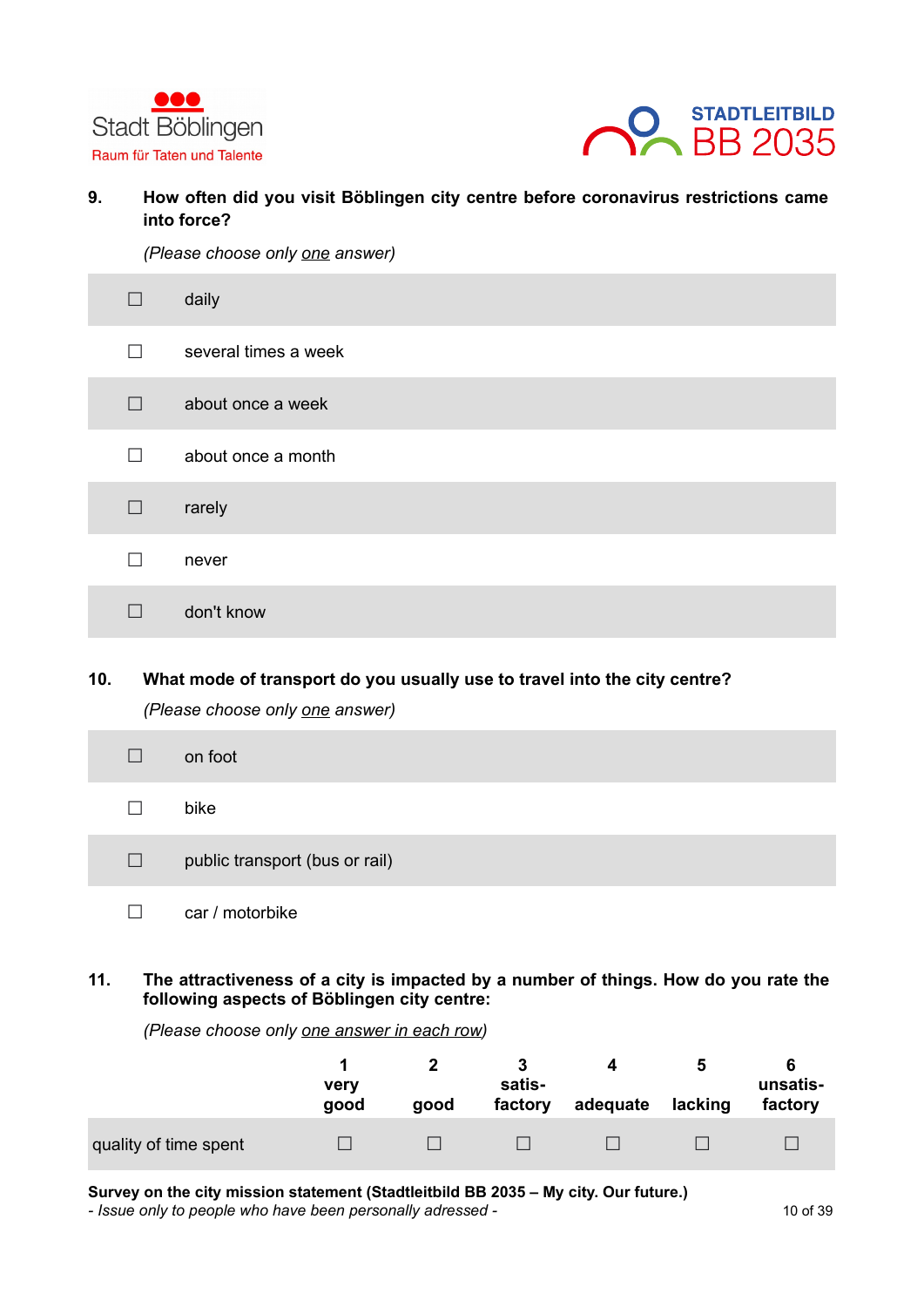**9. How often did you visit Böblingen city centre before coronavirus restrictions came into force?**

*(Please choose only one answer)*

- ☐ daily
- ☐ several times a week
- ☐ about once a week
- ☐ about once a month
- ☐ rarely
- ☐ never
- ☐ don't know

**10. What mode of transport do you usually use to travel into the city centre?**

*(Please choose only one answer)*

- ☐ on foot
- ☐ bike
- ☐ public transport (bus or rail)
- ☐ car / motorbike

**11. The attractiveness of a city is impacted by a number of things. How do you rate the following aspects of Böblingen city centre:**

*(Please choose only one answer in each row)*

| | 1 very good | 2 good | 3 satis-factory | 4 adequate | 5 lacking | 6 unsatis-factory |
|---|---|---|---|---|---|---|
| quality of time spent | ☐ | ☐ | ☐ | ☐ | ☐ | ☐ |

**Survey on the city mission statement (Stadtleitbild BB 2035 – My city. Our future.)**

*- Issue only to people who have been personally adressed -*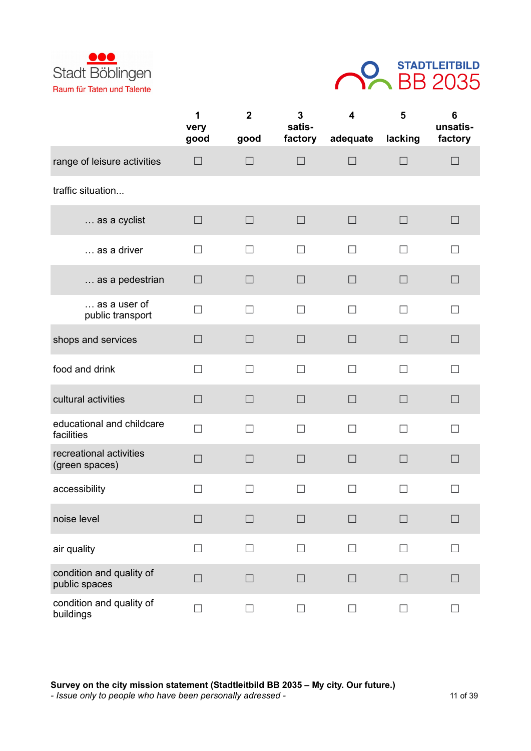Stadt Böblingen
Raum für Taten und Talente

STADTLEITBILD
BB 2035

| | 1 very good | 2 good | 3 satis-factory | 4 adequate | 5 lacking | 6 unsatis-factory |
|---|---|---|---|---|---|---|
| range of leisure activities | ☐ | ☐ | ☐ | ☐ | ☐ | ☐ |
| traffic situation... | | | | | | |
| … as a cyclist | ☐ | ☐ | ☐ | ☐ | ☐ | ☐ |
| … as a driver | ☐ | ☐ | ☐ | ☐ | ☐ | ☐ |
| … as a pedestrian | ☐ | ☐ | ☐ | ☐ | ☐ | ☐ |
| … as a user of public transport | ☐ | ☐ | ☐ | ☐ | ☐ | ☐ |
| shops and services | ☐ | ☐ | ☐ | ☐ | ☐ | ☐ |
| food and drink | ☐ | ☐ | ☐ | ☐ | ☐ | ☐ |
| cultural activities | ☐ | ☐ | ☐ | ☐ | ☐ | ☐ |
| educational and childcare facilities | ☐ | ☐ | ☐ | ☐ | ☐ | ☐ |
| recreational activities (green spaces) | ☐ | ☐ | ☐ | ☐ | ☐ | ☐ |
| accessibility | ☐ | ☐ | ☐ | ☐ | ☐ | ☐ |
| noise level | ☐ | ☐ | ☐ | ☐ | ☐ | ☐ |
| air quality | ☐ | ☐ | ☐ | ☐ | ☐ | ☐ |
| condition and quality of public spaces | ☐ | ☐ | ☐ | ☐ | ☐ | ☐ |
| condition and quality of buildings | ☐ | ☐ | ☐ | ☐ | ☐ | ☐ |

**Survey on the city mission statement (Stadtleitbild BB 2035 – My city. Our future.)**
*- Issue only to people who have been personally adressed -*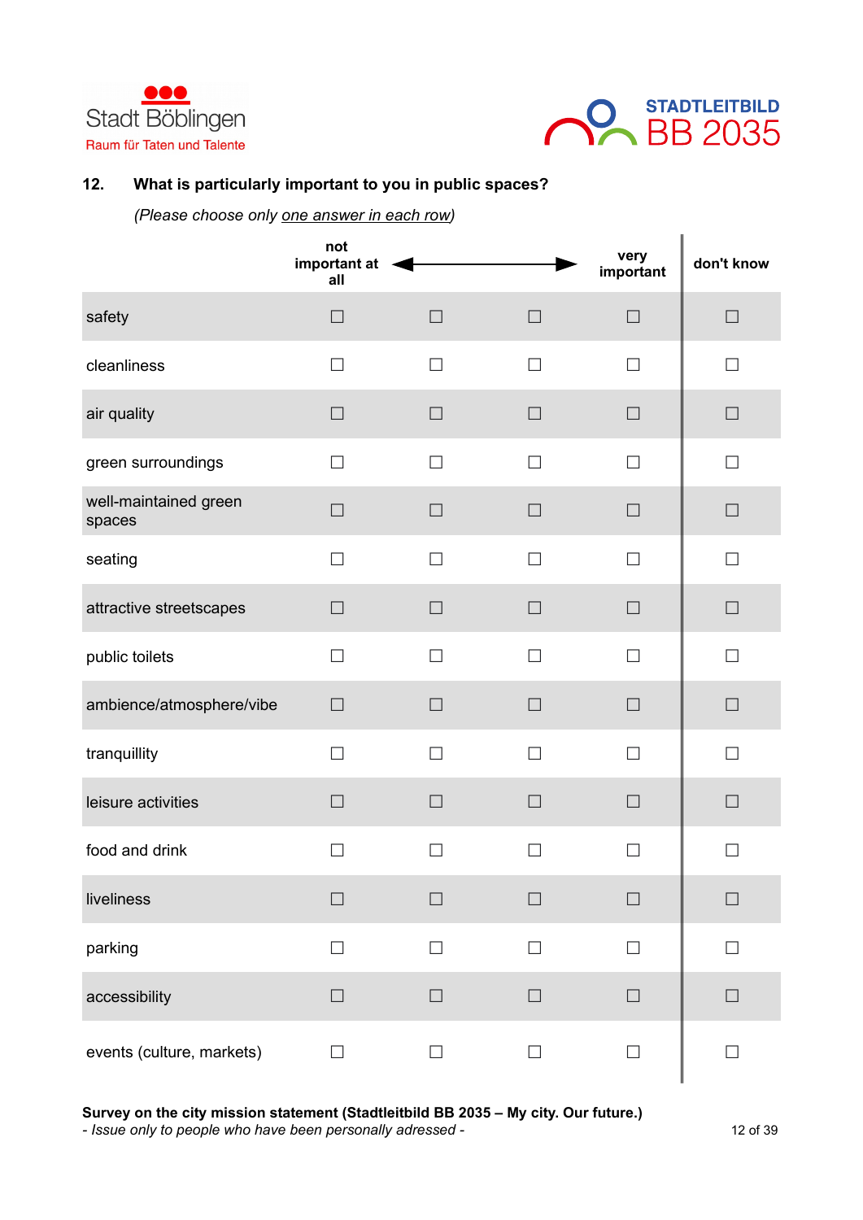Stadt Böblingen
Raum für Taten und Talente

STADTLEITBILD
BB 2035

**12. What is particularly important to you in public spaces?**

*(Please choose only one answer in each row)*

| | not important at all ◄ | | | ► very important | don't know |
|---|---|---|---|---|---|
| safety | ☐ | ☐ | ☐ | ☐ | ☐ |
| cleanliness | ☐ | ☐ | ☐ | ☐ | ☐ |
| air quality | ☐ | ☐ | ☐ | ☐ | ☐ |
| green surroundings | ☐ | ☐ | ☐ | ☐ | ☐ |
| well-maintained green spaces | ☐ | ☐ | ☐ | ☐ | ☐ |
| seating | ☐ | ☐ | ☐ | ☐ | ☐ |
| attractive streetscapes | ☐ | ☐ | ☐ | ☐ | ☐ |
| public toilets | ☐ | ☐ | ☐ | ☐ | ☐ |
| ambience/atmosphere/vibe | ☐ | ☐ | ☐ | ☐ | ☐ |
| tranquillity | ☐ | ☐ | ☐ | ☐ | ☐ |
| leisure activities | ☐ | ☐ | ☐ | ☐ | ☐ |
| food and drink | ☐ | ☐ | ☐ | ☐ | ☐ |
| liveliness | ☐ | ☐ | ☐ | ☐ | ☐ |
| parking | ☐ | ☐ | ☐ | ☐ | ☐ |
| accessibility | ☐ | ☐ | ☐ | ☐ | ☐ |
| events (culture, markets) | ☐ | ☐ | ☐ | ☐ | ☐ |

**Survey on the city mission statement (Stadtleitbild BB 2035 – My city. Our future.)**
*- Issue only to people who have been personally adressed -*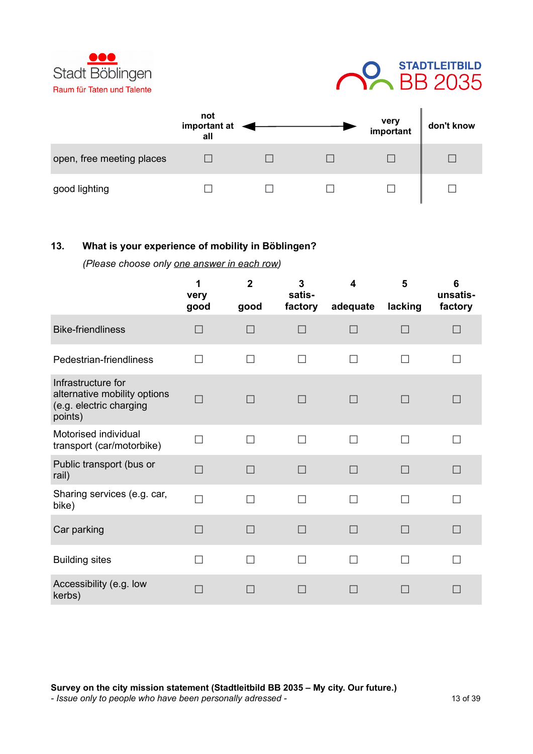| | not important at all | ← | → | very important | don't know |
|---|---|---|---|---|---|
| open, free meeting places | ☐ | ☐ | ☐ | ☐ | ☐ |
| good lighting | ☐ | ☐ | ☐ | ☐ | ☐ |

**13. What is your experience of mobility in Böblingen?**

*(Please choose only <u>one answer in each row</u>)*

| | 1 very good | 2 good | 3 satis-factory | 4 adequate | 5 lacking | 6 unsatis-factory |
|---|---|---|---|---|---|---|
| Bike-friendliness | ☐ | ☐ | ☐ | ☐ | ☐ | ☐ |
| Pedestrian-friendliness | ☐ | ☐ | ☐ | ☐ | ☐ | ☐ |
| Infrastructure for alternative mobility options (e.g. electric charging points) | ☐ | ☐ | ☐ | ☐ | ☐ | ☐ |
| Motorised individual transport (car/motorbike) | ☐ | ☐ | ☐ | ☐ | ☐ | ☐ |
| Public transport (bus or rail) | ☐ | ☐ | ☐ | ☐ | ☐ | ☐ |
| Sharing services (e.g. car, bike) | ☐ | ☐ | ☐ | ☐ | ☐ | ☐ |
| Car parking | ☐ | ☐ | ☐ | ☐ | ☐ | ☐ |
| Building sites | ☐ | ☐ | ☐ | ☐ | ☐ | ☐ |
| Accessibility (e.g. low kerbs) | ☐ | ☐ | ☐ | ☐ | ☐ | ☐ |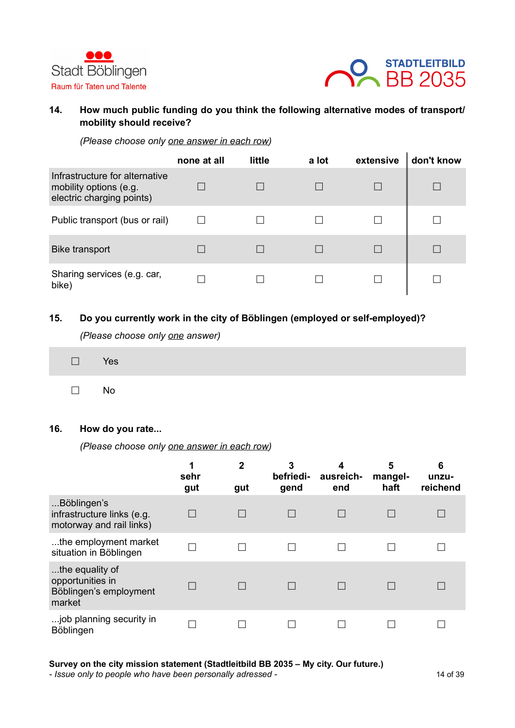**14. How much public funding do you think the following alternative modes of transport/ mobility should receive?**

*(Please choose only one answer in each row)*

| | none at all | little | a lot | extensive | don't know |
|---|---|---|---|---|---|
| Infrastructure for alternative mobility options (e.g. electric charging points) | ☐ | ☐ | ☐ | ☐ | ☐ |
| Public transport (bus or rail) | ☐ | ☐ | ☐ | ☐ | ☐ |
| Bike transport | ☐ | ☐ | ☐ | ☐ | ☐ |
| Sharing services (e.g. car, bike) | ☐ | ☐ | ☐ | ☐ | ☐ |

**15. Do you currently work in the city of Böblingen (employed or self-employed)?**

*(Please choose only one answer)*

☐ Yes

☐ No

**16. How do you rate...**

*(Please choose only one answer in each row)*

| | 1 sehr gut | 2 gut | 3 befriedi-gend | 4 ausreich-end | 5 mangel-haft | 6 unzu-reichend |
|---|---|---|---|---|---|---|
| ...Böblingen's infrastructure links (e.g. motorway and rail links) | ☐ | ☐ | ☐ | ☐ | ☐ | ☐ |
| ...the employment market situation in Böblingen | ☐ | ☐ | ☐ | ☐ | ☐ | ☐ |
| ...the equality of opportunities in Böblingen's employment market | ☐ | ☐ | ☐ | ☐ | ☐ | ☐ |
| ...job planning security in Böblingen | ☐ | ☐ | ☐ | ☐ | ☐ | ☐ |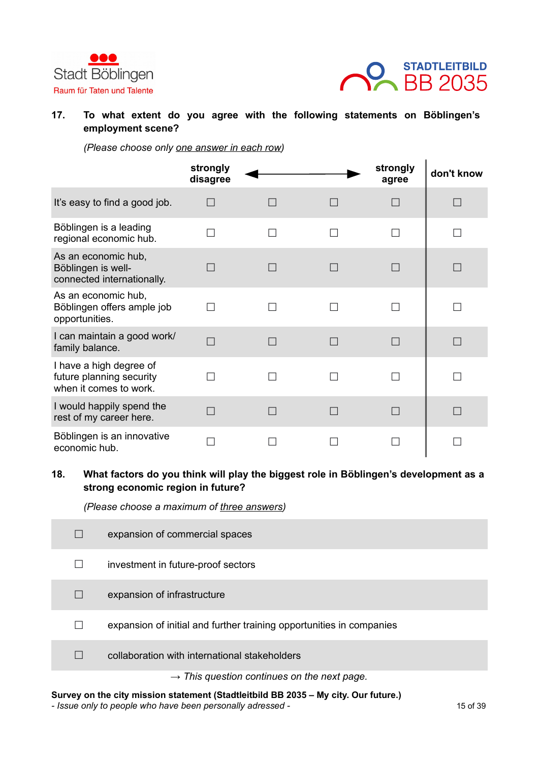**17. To what extent do you agree with the following statements on Böblingen's employment scene?**

*(Please choose only one answer in each row)*

| | strongly disagree | ◄ | ► | strongly agree | don't know |
|---|---|---|---|---|---|
| It's easy to find a good job. | ☐ | ☐ | ☐ | ☐ | ☐ |
| Böblingen is a leading regional economic hub. | ☐ | ☐ | ☐ | ☐ | ☐ |
| As an economic hub, Böblingen is well-connected internationally. | ☐ | ☐ | ☐ | ☐ | ☐ |
| As an economic hub, Böblingen offers ample job opportunities. | ☐ | ☐ | ☐ | ☐ | ☐ |
| I can maintain a good work/ family balance. | ☐ | ☐ | ☐ | ☐ | ☐ |
| I have a high degree of future planning security when it comes to work. | ☐ | ☐ | ☐ | ☐ | ☐ |
| I would happily spend the rest of my career here. | ☐ | ☐ | ☐ | ☐ | ☐ |
| Böblingen is an innovative economic hub. | ☐ | ☐ | ☐ | ☐ | ☐ |

**18. What factors do you think will play the biggest role in Böblingen's development as a strong economic region in future?**

*(Please choose a maximum of three answers)*

- ☐ expansion of commercial spaces
- ☐ investment in future-proof sectors
- ☐ expansion of infrastructure
- ☐ expansion of initial and further training opportunities in companies
- ☐ collaboration with international stakeholders

*→ This question continues on the next page.*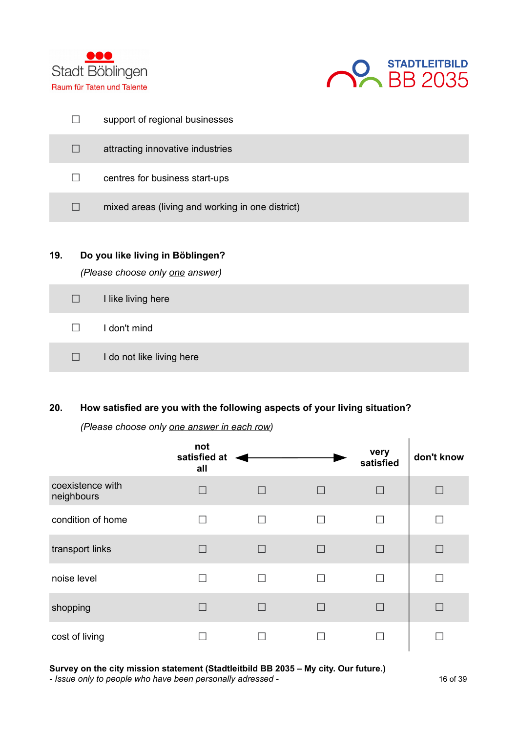- ☐ support of regional businesses
- ☐ attracting innovative industries
- ☐ centres for business start-ups
- ☐ mixed areas (living and working in one district)

**19. Do you like living in Böblingen?**

*(Please choose only one answer)*

- ☐ I like living here
- ☐ I don't mind
- ☐ I do not like living here

**20. How satisfied are you with the following aspects of your living situation?**

*(Please choose only one answer in each row)*

| | not satisfied at all | ← | → | very satisfied | don't know |
|---|---|---|---|---|---|
| coexistence with neighbours | ☐ | ☐ | ☐ | ☐ | ☐ |
| condition of home | ☐ | ☐ | ☐ | ☐ | ☐ |
| transport links | ☐ | ☐ | ☐ | ☐ | ☐ |
| noise level | ☐ | ☐ | ☐ | ☐ | ☐ |
| shopping | ☐ | ☐ | ☐ | ☐ | ☐ |
| cost of living | ☐ | ☐ | ☐ | ☐ | ☐ |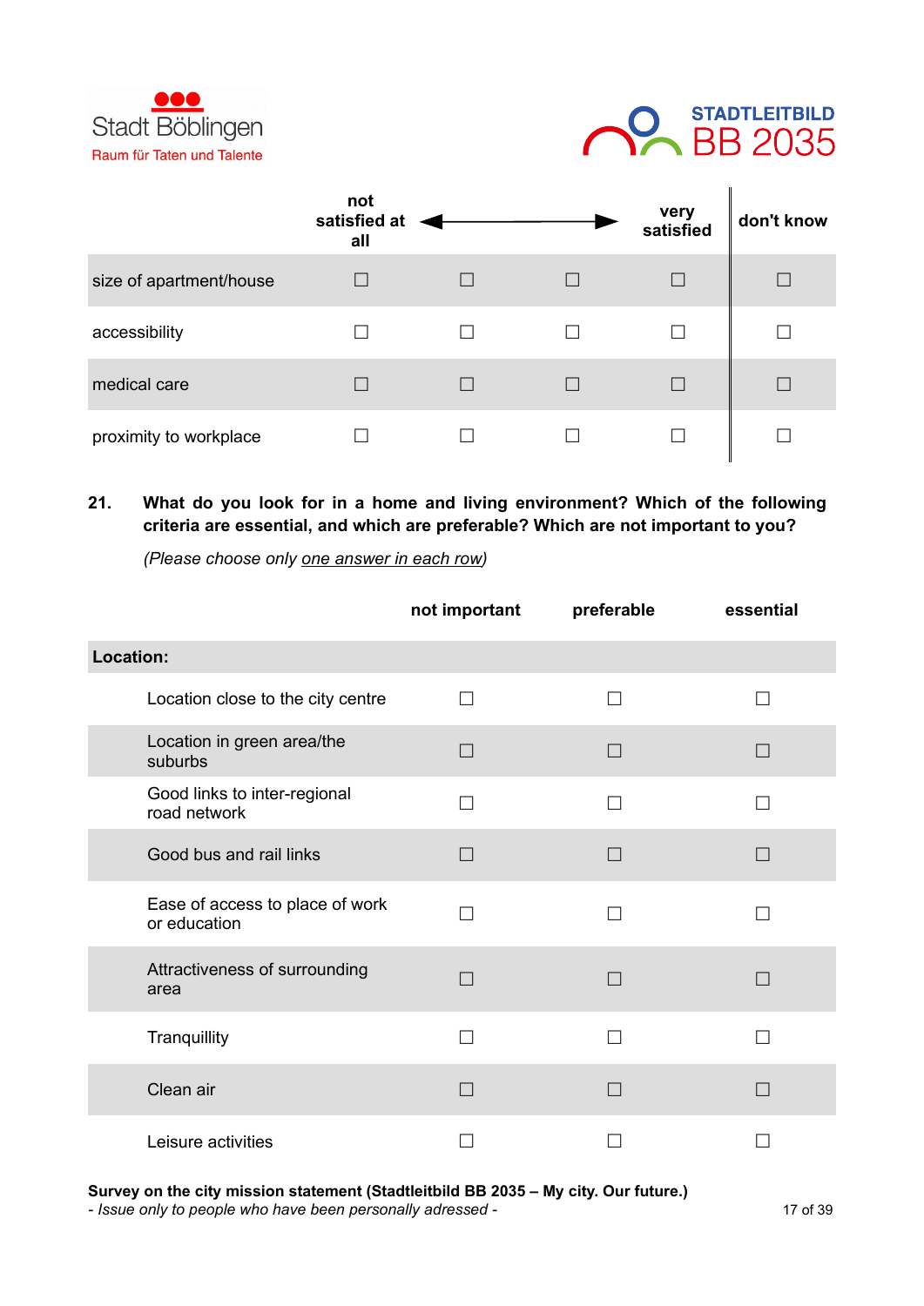| | not satisfied at all | ◄──── | ────► | very satisfied | don't know |
|---|---|---|---|---|---|
| size of apartment/house | ☐ | ☐ | ☐ | ☐ | ☐ |
| accessibility | ☐ | ☐ | ☐ | ☐ | ☐ |
| medical care | ☐ | ☐ | ☐ | ☐ | ☐ |
| proximity to workplace | ☐ | ☐ | ☐ | ☐ | ☐ |

**21. What do you look for in a home and living environment? Which of the following criteria are essential, and which are preferable? Which are not important to you?**

*(Please choose only one answer in each row)*

| | not important | preferable | essential |
|---|---|---|---|
| **Location:** | | | |
| Location close to the city centre | ☐ | ☐ | ☐ |
| Location in green area/the suburbs | ☐ | ☐ | ☐ |
| Good links to inter-regional road network | ☐ | ☐ | ☐ |
| Good bus and rail links | ☐ | ☐ | ☐ |
| Ease of access to place of work or education | ☐ | ☐ | ☐ |
| Attractiveness of surrounding area | ☐ | ☐ | ☐ |
| Tranquillity | ☐ | ☐ | ☐ |
| Clean air | ☐ | ☐ | ☐ |
| Leisure activities | ☐ | ☐ | ☐ |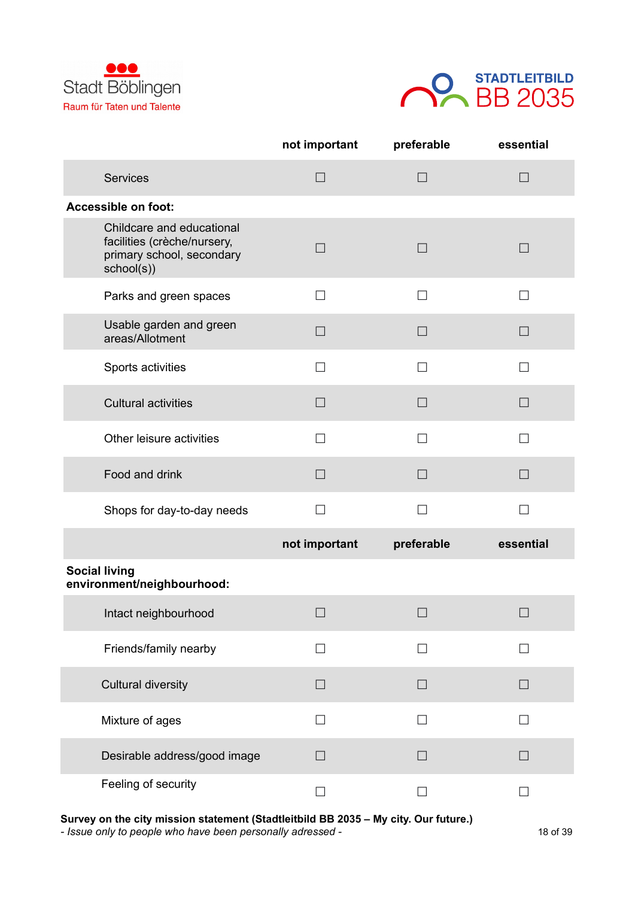| | not important | preferable | essential |
|---|---|---|---|
| Services | ☐ | ☐ | ☐ |
| **Accessible on foot:** | | | |
| Childcare and educational facilities (crèche/nursery, primary school, secondary school(s)) | ☐ | ☐ | ☐ |
| Parks and green spaces | ☐ | ☐ | ☐ |
| Usable garden and green areas/Allotment | ☐ | ☐ | ☐ |
| Sports activities | ☐ | ☐ | ☐ |
| Cultural activities | ☐ | ☐ | ☐ |
| Other leisure activities | ☐ | ☐ | ☐ |
| Food and drink | ☐ | ☐ | ☐ |
| Shops for day-to-day needs | ☐ | ☐ | ☐ |
| | **not important** | **preferable** | **essential** |
| **Social living environment/neighbourhood:** | | | |
| Intact neighbourhood | ☐ | ☐ | ☐ |
| Friends/family nearby | ☐ | ☐ | ☐ |
| Cultural diversity | ☐ | ☐ | ☐ |
| Mixture of ages | ☐ | ☐ | ☐ |
| Desirable address/good image | ☐ | ☐ | ☐ |
| Feeling of security | ☐ | ☐ | ☐ |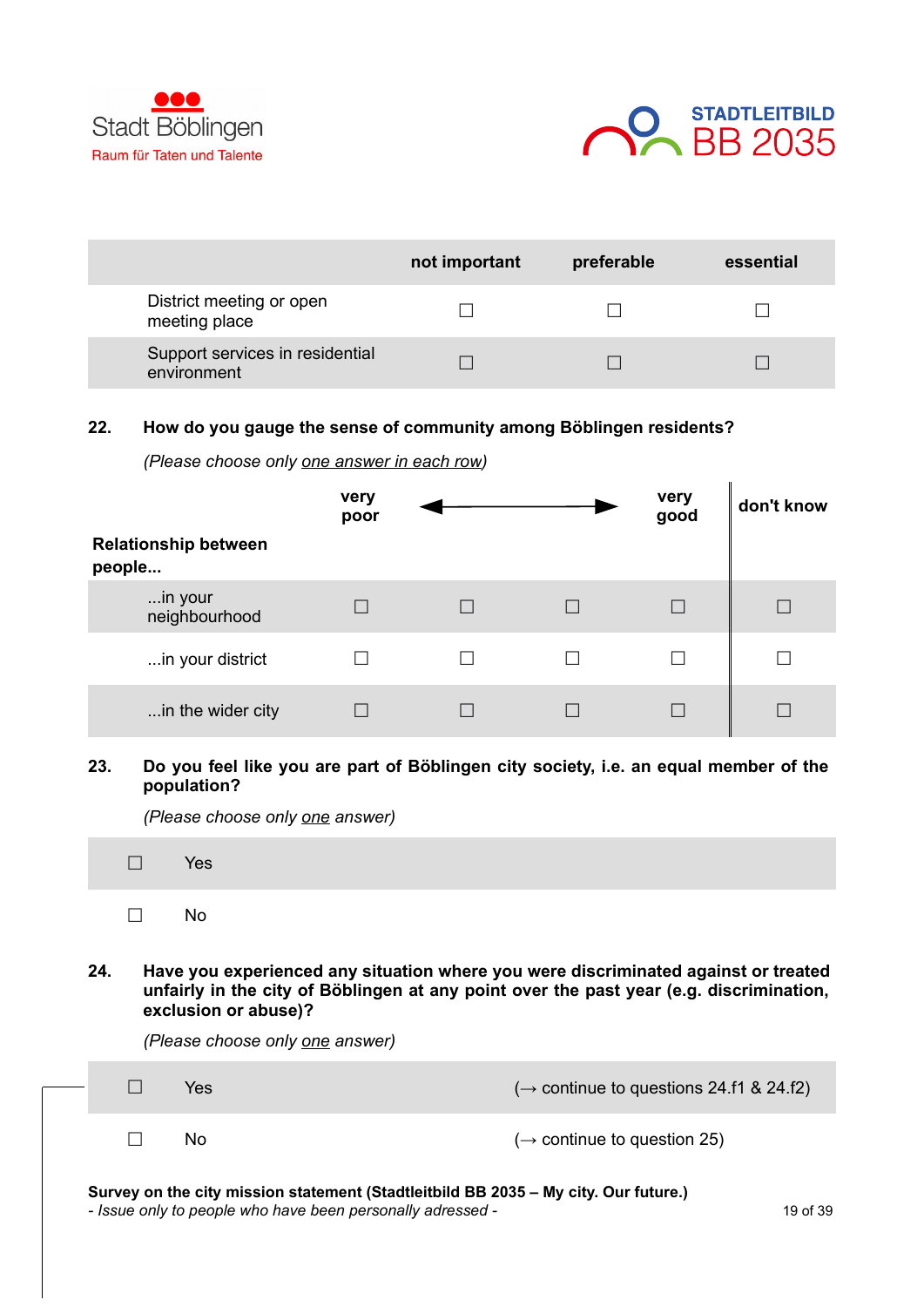| | not important | preferable | essential |
|---|---|---|---|
| District meeting or open meeting place | ☐ | ☐ | ☐ |
| Support services in residential environment | ☐ | ☐ | ☐ |

**22. How do you gauge the sense of community among Böblingen residents?**

*(Please choose only one answer in each row)*

| Relationship between people... | very poor | ◄ | ──── | ► very good | don't know |
|---|---|---|---|---|---|
| ...in your neighbourhood | ☐ | ☐ | ☐ | ☐ | ☐ |
| ...in your district | ☐ | ☐ | ☐ | ☐ | ☐ |
| ...in the wider city | ☐ | ☐ | ☐ | ☐ | ☐ |

**23. Do you feel like you are part of Böblingen city society, i.e. an equal member of the population?**

*(Please choose only one answer)*

☐ Yes

☐ No

**24. Have you experienced any situation where you were discriminated against or treated unfairly in the city of Böblingen at any point over the past year (e.g. discrimination, exclusion or abuse)?**

*(Please choose only one answer)*

☐ Yes (→ continue to questions 24.f1 & 24.f2)

☐ No (→ continue to question 25)

**Survey on the city mission statement (Stadtleitbild BB 2035 – My city. Our future.)**
*- Issue only to people who have been personally adressed -*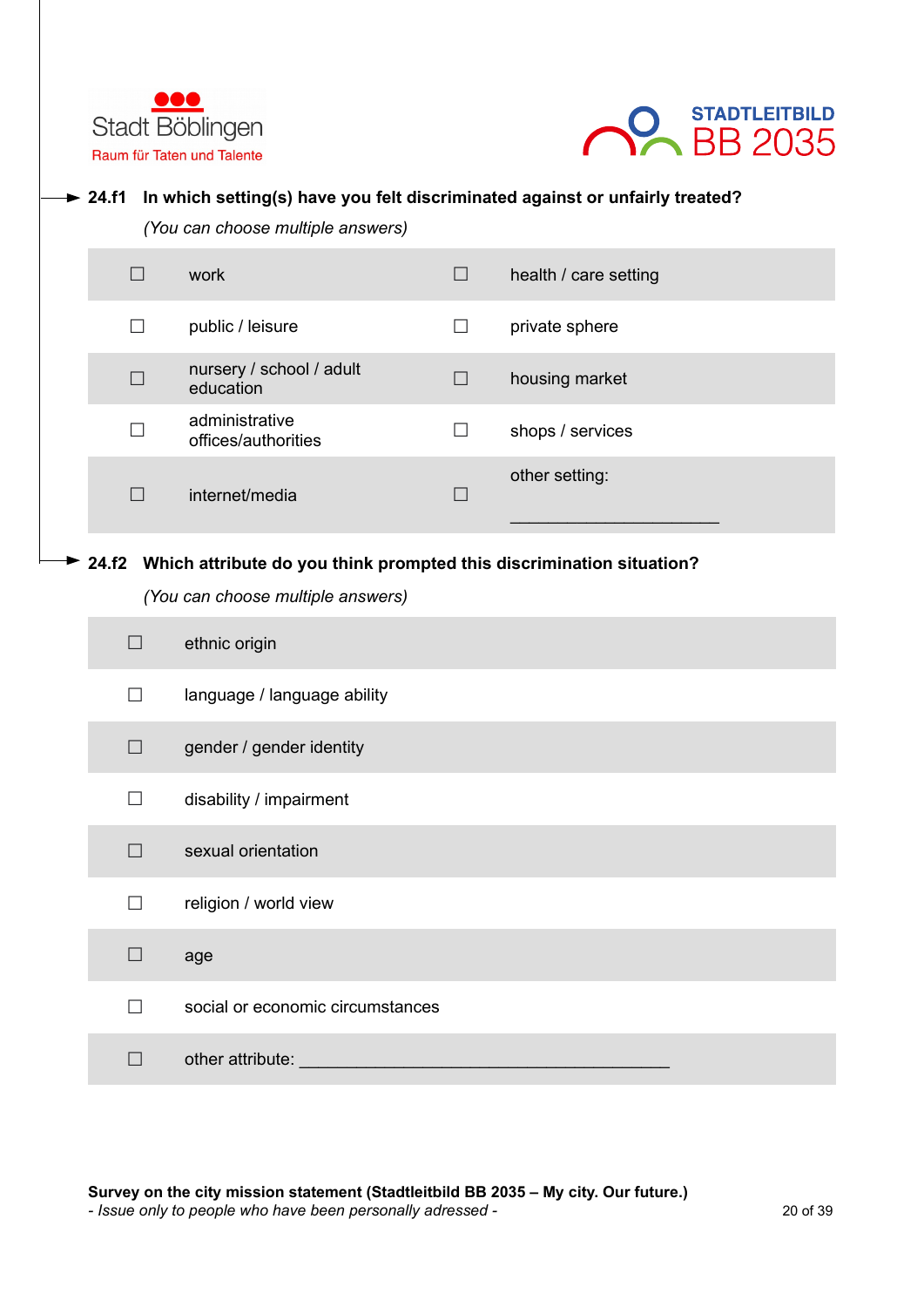Stadt Böblingen
Raum für Taten und Talente

STADTLEITBILD
BB 2035

**24.f1 In which setting(s) have you felt discriminated against or unfairly treated?**

*(You can choose multiple answers)*

| | | | |
|---|---|---|---|
| ☐ | work | ☐ | health / care setting |
| ☐ | public / leisure | ☐ | private sphere |
| ☐ | nursery / school / adult education | ☐ | housing market |
| ☐ | administrative offices/authorities | ☐ | shops / services |
| ☐ | internet/media | ☐ | other setting: ______________________ |

**24.f2 Which attribute do you think prompted this discrimination situation?**

*(You can choose multiple answers)*

| | |
|---|---|
| ☐ | ethnic origin |
| ☐ | language / language ability |
| ☐ | gender / gender identity |
| ☐ | disability / impairment |
| ☐ | sexual orientation |
| ☐ | religion / world view |
| ☐ | age |
| ☐ | social or economic circumstances |
| ☐ | other attribute: ________________________________________ |

**Survey on the city mission statement (Stadtleitbild BB 2035 – My city. Our future.)**
*- Issue only to people who have been personally adressed -*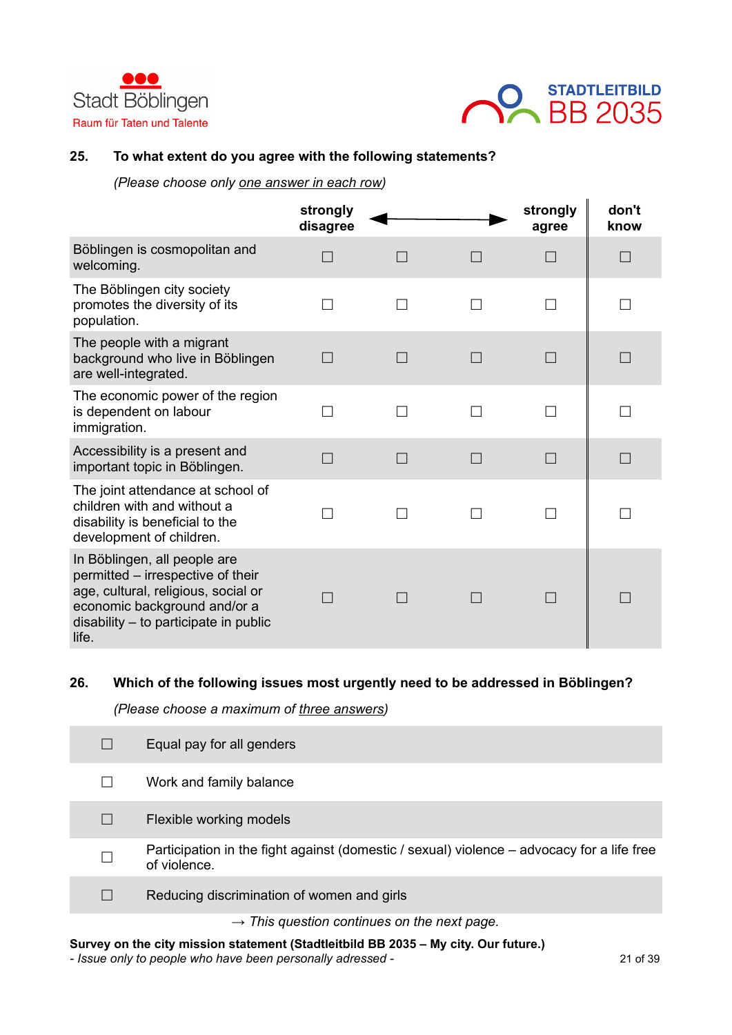**25. To what extent do you agree with the following statements?**

*(Please choose only one answer in each row)*

| | strongly disagree | ← | → | strongly agree | don't know |
|---|---|---|---|---|---|
| Böblingen is cosmopolitan and welcoming. | ☐ | ☐ | ☐ | ☐ | ☐ |
| The Böblingen city society promotes the diversity of its population. | ☐ | ☐ | ☐ | ☐ | ☐ |
| The people with a migrant background who live in Böblingen are well-integrated. | ☐ | ☐ | ☐ | ☐ | ☐ |
| The economic power of the region is dependent on labour immigration. | ☐ | ☐ | ☐ | ☐ | ☐ |
| Accessibility is a present and important topic in Böblingen. | ☐ | ☐ | ☐ | ☐ | ☐ |
| The joint attendance at school of children with and without a disability is beneficial to the development of children. | ☐ | ☐ | ☐ | ☐ | ☐ |
| In Böblingen, all people are permitted – irrespective of their age, cultural, religious, social or economic background and/or a disability – to participate in public life. | ☐ | ☐ | ☐ | ☐ | ☐ |

**26. Which of the following issues most urgently need to be addressed in Böblingen?**

*(Please choose a maximum of three answers)*

- ☐ Equal pay for all genders
- ☐ Work and family balance
- ☐ Flexible working models
- ☐ Participation in the fight against (domestic / sexual) violence – advocacy for a life free of violence.
- ☐ Reducing discrimination of women and girls

*→ This question continues on the next page.*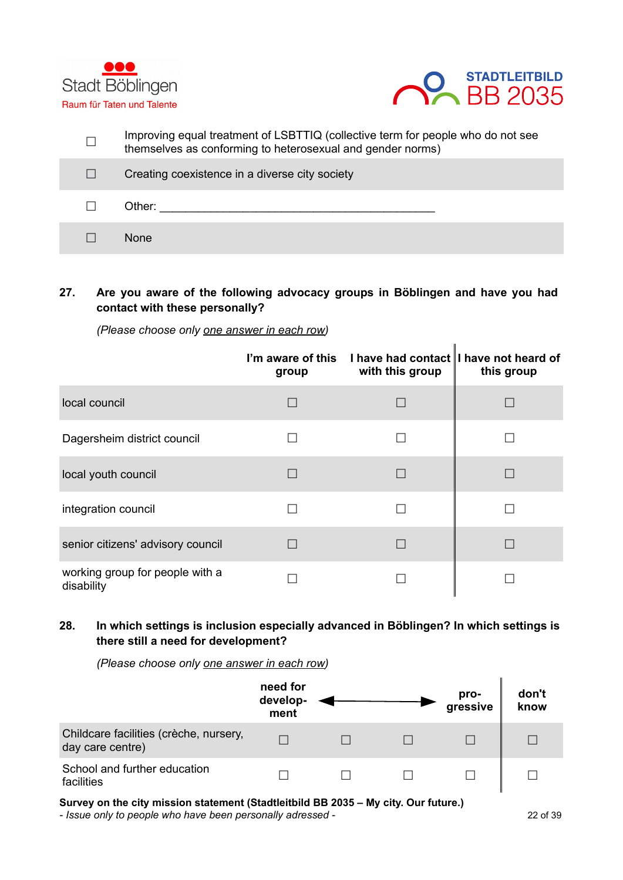| | |
|---|---|
| ☐ | Improving equal treatment of LSBTTIQ (collective term for people who do not see themselves as conforming to heterosexual and gender norms) |
| ☐ | Creating coexistence in a diverse city society |
| ☐ | Other: ___________________________________________ |
| ☐ | None |

**27. Are you aware of the following advocacy groups in Böblingen and have you had contact with these personally?**

*(Please choose only one answer in each row)*

| | I'm aware of this group | I have had contact with this group | I have not heard of this group |
|---|---|---|---|
| local council | ☐ | ☐ | ☐ |
| Dagersheim district council | ☐ | ☐ | ☐ |
| local youth council | ☐ | ☐ | ☐ |
| integration council | ☐ | ☐ | ☐ |
| senior citizens' advisory council | ☐ | ☐ | ☐ |
| working group for people with a disability | ☐ | ☐ | ☐ |

**28. In which settings is inclusion especially advanced in Böblingen? In which settings is there still a need for development?**

*(Please choose only one answer in each row)*

| | need for development | ◄ | ► | progressive | don't know |
|---|---|---|---|---|---|
| Childcare facilities (crèche, nursery, day care centre) | ☐ | ☐ | ☐ | ☐ | ☐ |
| School and further education facilities | ☐ | ☐ | ☐ | ☐ | ☐ |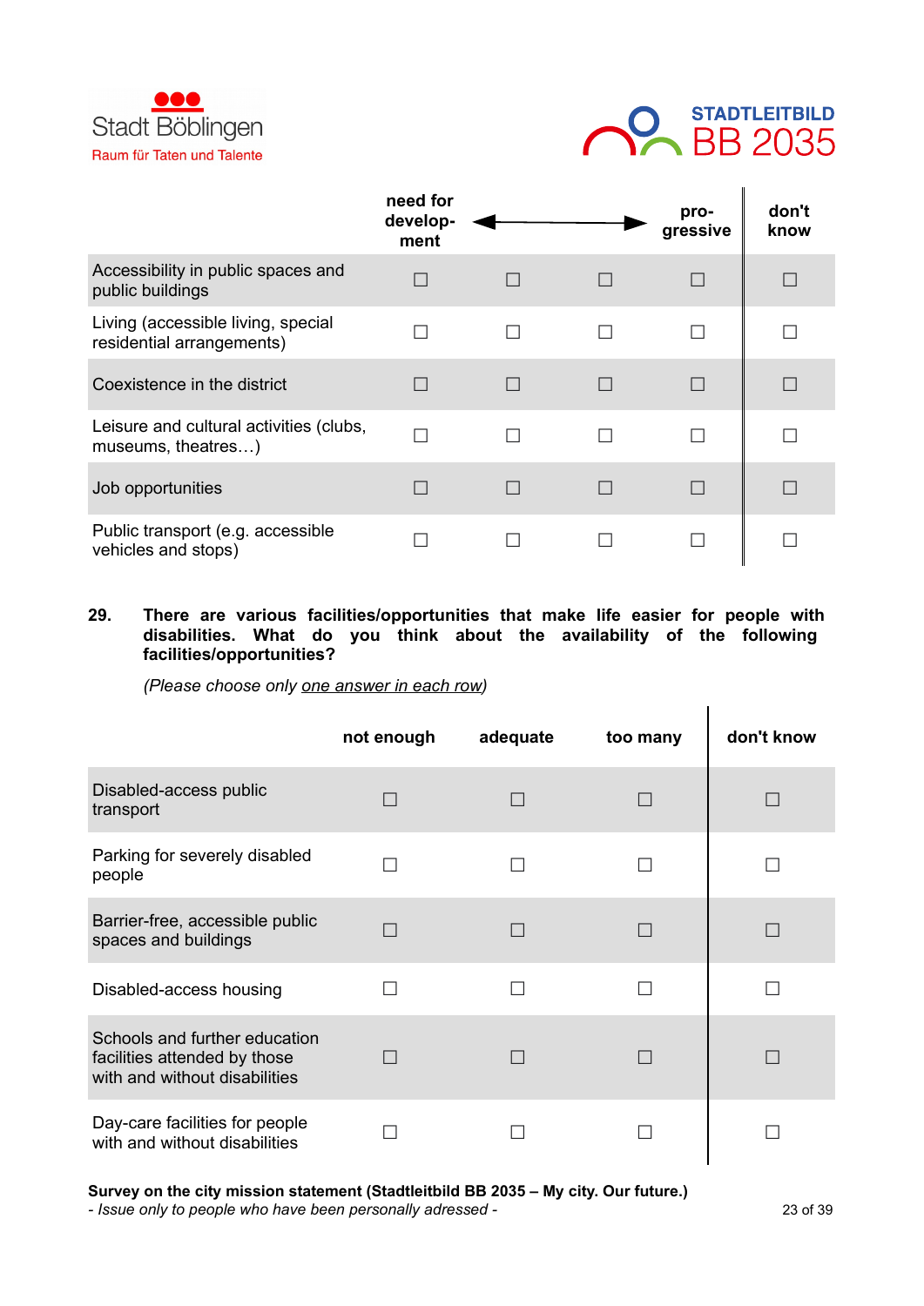| | need for development | ⟵ | ⟶ | progressive | don't know |
|---|---|---|---|---|---|
| Accessibility in public spaces and public buildings | ☐ | ☐ | ☐ | ☐ | ☐ |
| Living (accessible living, special residential arrangements) | ☐ | ☐ | ☐ | ☐ | ☐ |
| Coexistence in the district | ☐ | ☐ | ☐ | ☐ | ☐ |
| Leisure and cultural activities (clubs, museums, theatres…) | ☐ | ☐ | ☐ | ☐ | ☐ |
| Job opportunities | ☐ | ☐ | ☐ | ☐ | ☐ |
| Public transport (e.g. accessible vehicles and stops) | ☐ | ☐ | ☐ | ☐ | ☐ |

**29. There are various facilities/opportunities that make life easier for people with disabilities. What do you think about the availability of the following facilities/opportunities?**

*(Please choose only one answer in each row)*

| | not enough | adequate | too many | don't know |
|---|---|---|---|---|
| Disabled-access public transport | ☐ | ☐ | ☐ | ☐ |
| Parking for severely disabled people | ☐ | ☐ | ☐ | ☐ |
| Barrier-free, accessible public spaces and buildings | ☐ | ☐ | ☐ | ☐ |
| Disabled-access housing | ☐ | ☐ | ☐ | ☐ |
| Schools and further education facilities attended by those with and without disabilities | ☐ | ☐ | ☐ | ☐ |
| Day-care facilities for people with and without disabilities | ☐ | ☐ | ☐ | ☐ |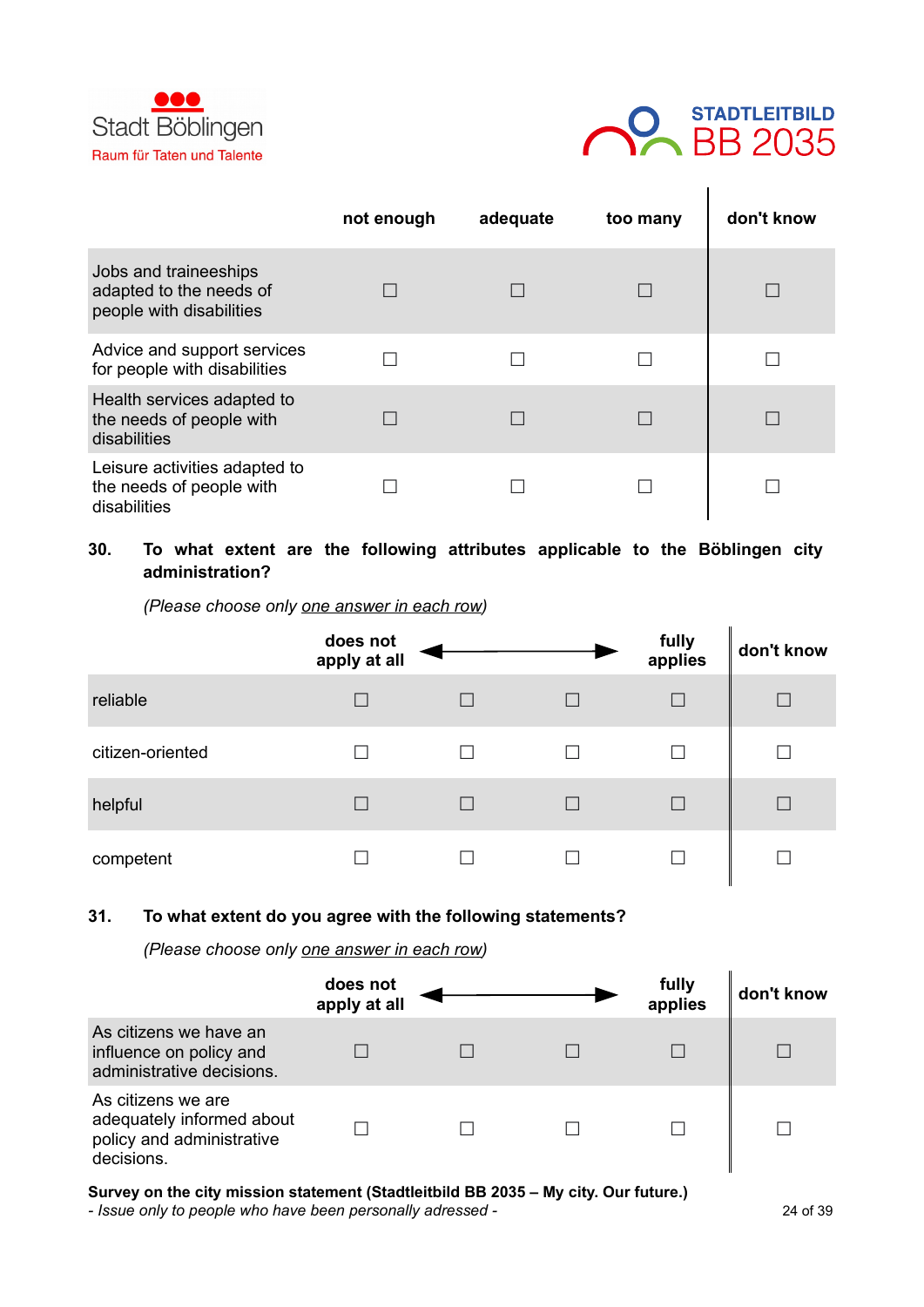| | not enough | adequate | too many | don't know |
|---|---|---|---|---|
| Jobs and traineeships adapted to the needs of people with disabilities | ☐ | ☐ | ☐ | ☐ |
| Advice and support services for people with disabilities | ☐ | ☐ | ☐ | ☐ |
| Health services adapted to the needs of people with disabilities | ☐ | ☐ | ☐ | ☐ |
| Leisure activities adapted to the needs of people with disabilities | ☐ | ☐ | ☐ | ☐ |

**30. To what extent are the following attributes applicable to the Böblingen city administration?**

*(Please choose only <u>one answer in each row</u>)*

| | does not apply at all | ◄ | ► | fully applies | don't know |
|---|---|---|---|---|---|
| reliable | ☐ | ☐ | ☐ | ☐ | ☐ |
| citizen-oriented | ☐ | ☐ | ☐ | ☐ | ☐ |
| helpful | ☐ | ☐ | ☐ | ☐ | ☐ |
| competent | ☐ | ☐ | ☐ | ☐ | ☐ |

**31. To what extent do you agree with the following statements?**

*(Please choose only <u>one answer in each row</u>)*

| | does not apply at all | ◄ | ► | fully applies | don't know |
|---|---|---|---|---|---|
| As citizens we have an influence on policy and administrative decisions. | ☐ | ☐ | ☐ | ☐ | ☐ |
| As citizens we are adequately informed about policy and administrative decisions. | ☐ | ☐ | ☐ | ☐ | ☐ |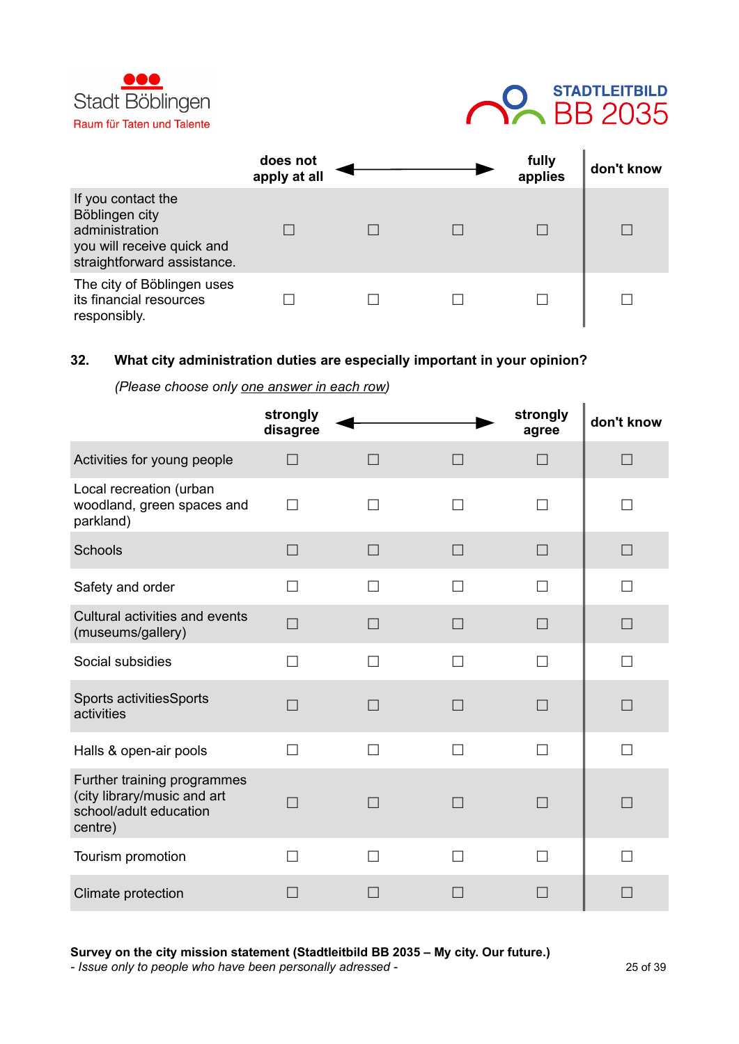| | does not apply at all | ◄ | ► | fully applies | don't know |
|---|---|---|---|---|---|
| If you contact the Böblingen city administration you will receive quick and straightforward assistance. | ☐ | ☐ | ☐ | ☐ | ☐ |
| The city of Böblingen uses its financial resources responsibly. | ☐ | ☐ | ☐ | ☐ | ☐ |

**32. What city administration duties are especially important in your opinion?**

*(Please choose only one answer in each row)*

| | strongly disagree | ◄ | ► | strongly agree | don't know |
|---|---|---|---|---|---|
| Activities for young people | ☐ | ☐ | ☐ | ☐ | ☐ |
| Local recreation (urban woodland, green spaces and parkland) | ☐ | ☐ | ☐ | ☐ | ☐ |
| Schools | ☐ | ☐ | ☐ | ☐ | ☐ |
| Safety and order | ☐ | ☐ | ☐ | ☐ | ☐ |
| Cultural activities and events (museums/gallery) | ☐ | ☐ | ☐ | ☐ | ☐ |
| Social subsidies | ☐ | ☐ | ☐ | ☐ | ☐ |
| Sports activitiesSports activities | ☐ | ☐ | ☐ | ☐ | ☐ |
| Halls & open-air pools | ☐ | ☐ | ☐ | ☐ | ☐ |
| Further training programmes (city library/music and art school/adult education centre) | ☐ | ☐ | ☐ | ☐ | ☐ |
| Tourism promotion | ☐ | ☐ | ☐ | ☐ | ☐ |
| Climate protection | ☐ | ☐ | ☐ | ☐ | ☐ |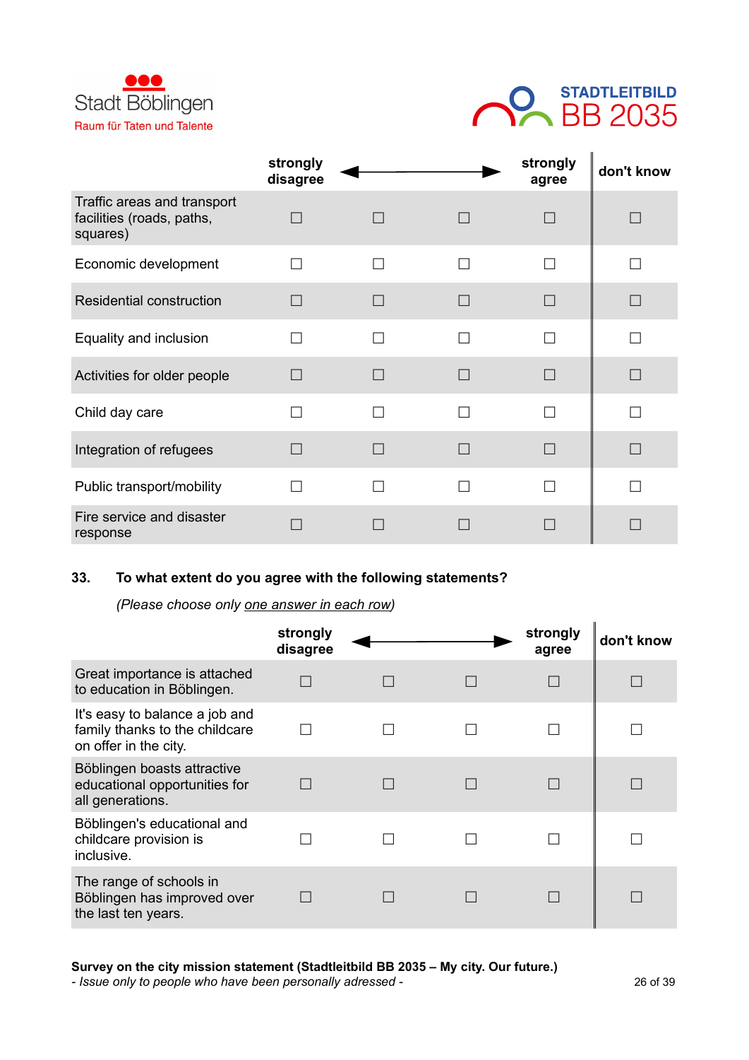Stadt Böblingen
Raum für Taten und Talente

STADTLEITBILD
BB 2035

| | strongly disagree | ⟵ | ⟶ | strongly agree | don't know |
|---|---|---|---|---|---|
| Traffic areas and transport facilities (roads, paths, squares) | ☐ | ☐ | ☐ | ☐ | ☐ |
| Economic development | ☐ | ☐ | ☐ | ☐ | ☐ |
| Residential construction | ☐ | ☐ | ☐ | ☐ | ☐ |
| Equality and inclusion | ☐ | ☐ | ☐ | ☐ | ☐ |
| Activities for older people | ☐ | ☐ | ☐ | ☐ | ☐ |
| Child day care | ☐ | ☐ | ☐ | ☐ | ☐ |
| Integration of refugees | ☐ | ☐ | ☐ | ☐ | ☐ |
| Public transport/mobility | ☐ | ☐ | ☐ | ☐ | ☐ |
| Fire service and disaster response | ☐ | ☐ | ☐ | ☐ | ☐ |

**33. To what extent do you agree with the following statements?**

*(Please choose only one answer in each row)*

| | strongly disagree | ⟵ | ⟶ | strongly agree | don't know |
|---|---|---|---|---|---|
| Great importance is attached to education in Böblingen. | ☐ | ☐ | ☐ | ☐ | ☐ |
| It's easy to balance a job and family thanks to the childcare on offer in the city. | ☐ | ☐ | ☐ | ☐ | ☐ |
| Böblingen boasts attractive educational opportunities for all generations. | ☐ | ☐ | ☐ | ☐ | ☐ |
| Böblingen's educational and childcare provision is inclusive. | ☐ | ☐ | ☐ | ☐ | ☐ |
| The range of schools in Böblingen has improved over the last ten years. | ☐ | ☐ | ☐ | ☐ | ☐ |

**Survey on the city mission statement (Stadtleitbild BB 2035 – My city. Our future.)**
*- Issue only to people who have been personally adressed -*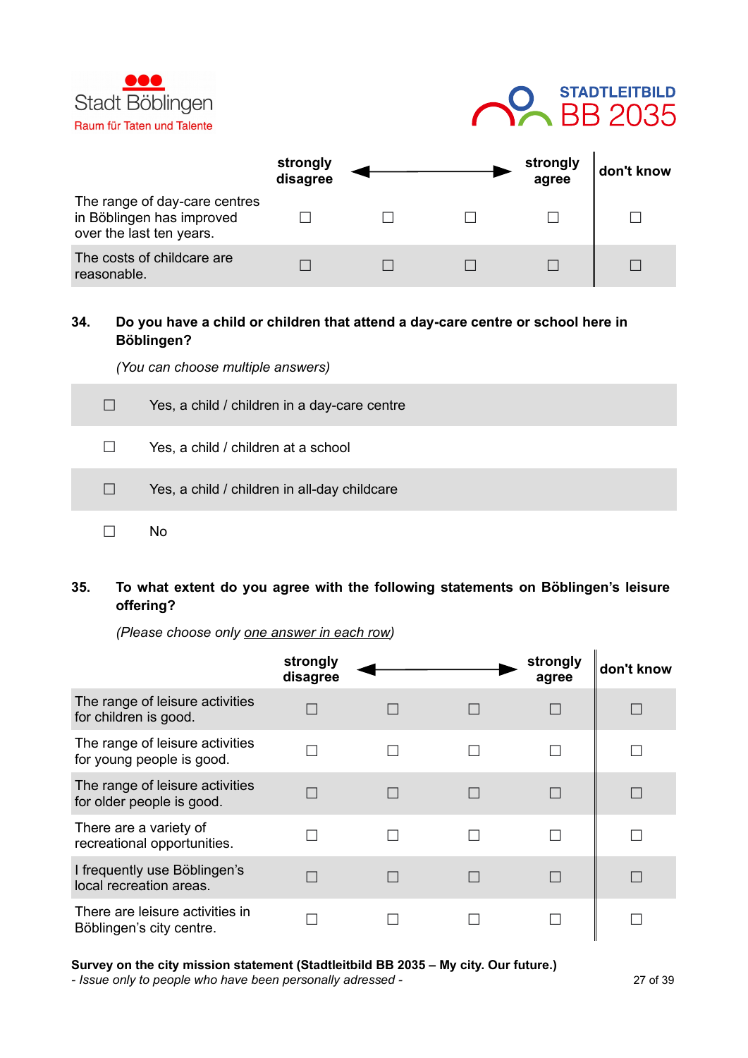| | strongly disagree | ← | → | strongly agree | don't know |
|---|---|---|---|---|---|
| The range of day-care centres in Böblingen has improved over the last ten years. | ☐ | ☐ | ☐ | ☐ | ☐ |
| The costs of childcare are reasonable. | ☐ | ☐ | ☐ | ☐ | ☐ |

**34. Do you have a child or children that attend a day-care centre or school here in Böblingen?**

*(You can choose multiple answers)*

- ☐ Yes, a child / children in a day-care centre
- ☐ Yes, a child / children at a school
- ☐ Yes, a child / children in all-day childcare
- ☐ No

**35. To what extent do you agree with the following statements on Böblingen's leisure offering?**

*(Please choose only one answer in each row)*

| | strongly disagree | ← | → | strongly agree | don't know |
|---|---|---|---|---|---|
| The range of leisure activities for children is good. | ☐ | ☐ | ☐ | ☐ | ☐ |
| The range of leisure activities for young people is good. | ☐ | ☐ | ☐ | ☐ | ☐ |
| The range of leisure activities for older people is good. | ☐ | ☐ | ☐ | ☐ | ☐ |
| There are a variety of recreational opportunities. | ☐ | ☐ | ☐ | ☐ | ☐ |
| I frequently use Böblingen's local recreation areas. | ☐ | ☐ | ☐ | ☐ | ☐ |
| There are leisure activities in Böblingen's city centre. | ☐ | ☐ | ☐ | ☐ | ☐ |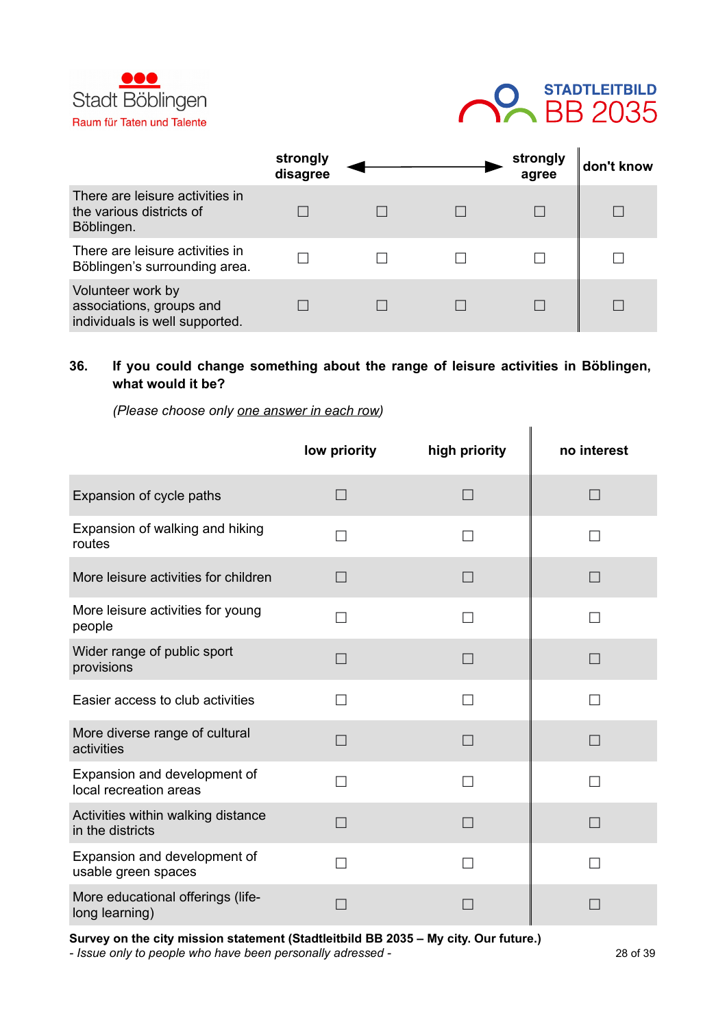| | strongly disagree | ⟵ | ⟶ | strongly agree | don't know |
|---|---|---|---|---|---|
| There are leisure activities in the various districts of Böblingen. | ☐ | ☐ | ☐ | ☐ | ☐ |
| There are leisure activities in Böblingen's surrounding area. | ☐ | ☐ | ☐ | ☐ | ☐ |
| Volunteer work by associations, groups and individuals is well supported. | ☐ | ☐ | ☐ | ☐ | ☐ |

**36. If you could change something about the range of leisure activities in Böblingen, what would it be?**

*(Please choose only* *one answer in each row)*

| | low priority | high priority | no interest |
|---|---|---|---|
| Expansion of cycle paths | ☐ | ☐ | ☐ |
| Expansion of walking and hiking routes | ☐ | ☐ | ☐ |
| More leisure activities for children | ☐ | ☐ | ☐ |
| More leisure activities for young people | ☐ | ☐ | ☐ |
| Wider range of public sport provisions | ☐ | ☐ | ☐ |
| Easier access to club activities | ☐ | ☐ | ☐ |
| More diverse range of cultural activities | ☐ | ☐ | ☐ |
| Expansion and development of local recreation areas | ☐ | ☐ | ☐ |
| Activities within walking distance in the districts | ☐ | ☐ | ☐ |
| Expansion and development of usable green spaces | ☐ | ☐ | ☐ |
| More educational offerings (life-long learning) | ☐ | ☐ | ☐ |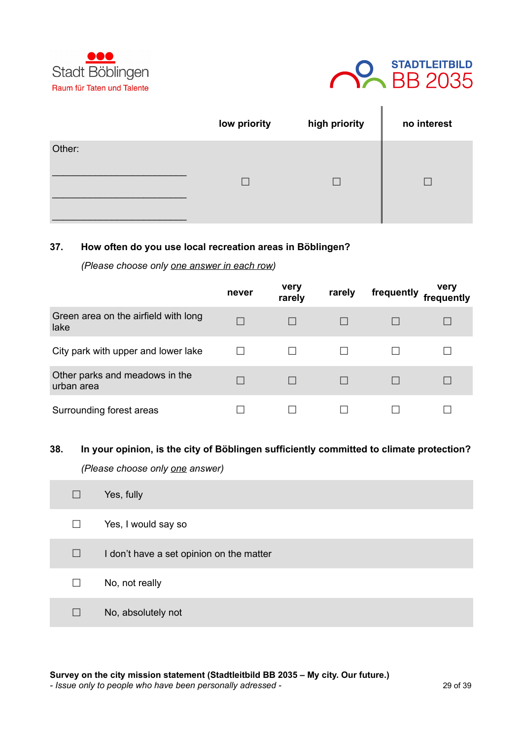| | low priority | high priority | no interest |
|---|---|---|---|
| Other:<br>\_\_\_\_\_\_\_\_\_\_\_\_\_\_\_\_\_\_\_\_\_\_\_\_\_\_<br>\_\_\_\_\_\_\_\_\_\_\_\_\_\_\_\_\_\_\_\_\_\_\_\_\_\_<br>\_\_\_\_\_\_\_\_\_\_\_\_\_\_\_\_\_\_\_\_\_\_\_\_\_\_ | ☐ | ☐ | ☐ |

**37. How often do you use local recreation areas in Böblingen?**

*(Please choose only <u>one answer in each row</u>)*

| | never | very rarely | rarely | frequently | very frequently |
|---|---|---|---|---|---|
| Green area on the airfield with long lake | ☐ | ☐ | ☐ | ☐ | ☐ |
| City park with upper and lower lake | ☐ | ☐ | ☐ | ☐ | ☐ |
| Other parks and meadows in the urban area | ☐ | ☐ | ☐ | ☐ | ☐ |
| Surrounding forest areas | ☐ | ☐ | ☐ | ☐ | ☐ |

**38. In your opinion, is the city of Böblingen sufficiently committed to climate protection?**

*(Please choose only <u>one</u> answer)*

- ☐ Yes, fully
- ☐ Yes, I would say so
- ☐ I don’t have a set opinion on the matter
- ☐ No, not really
- ☐ No, absolutely not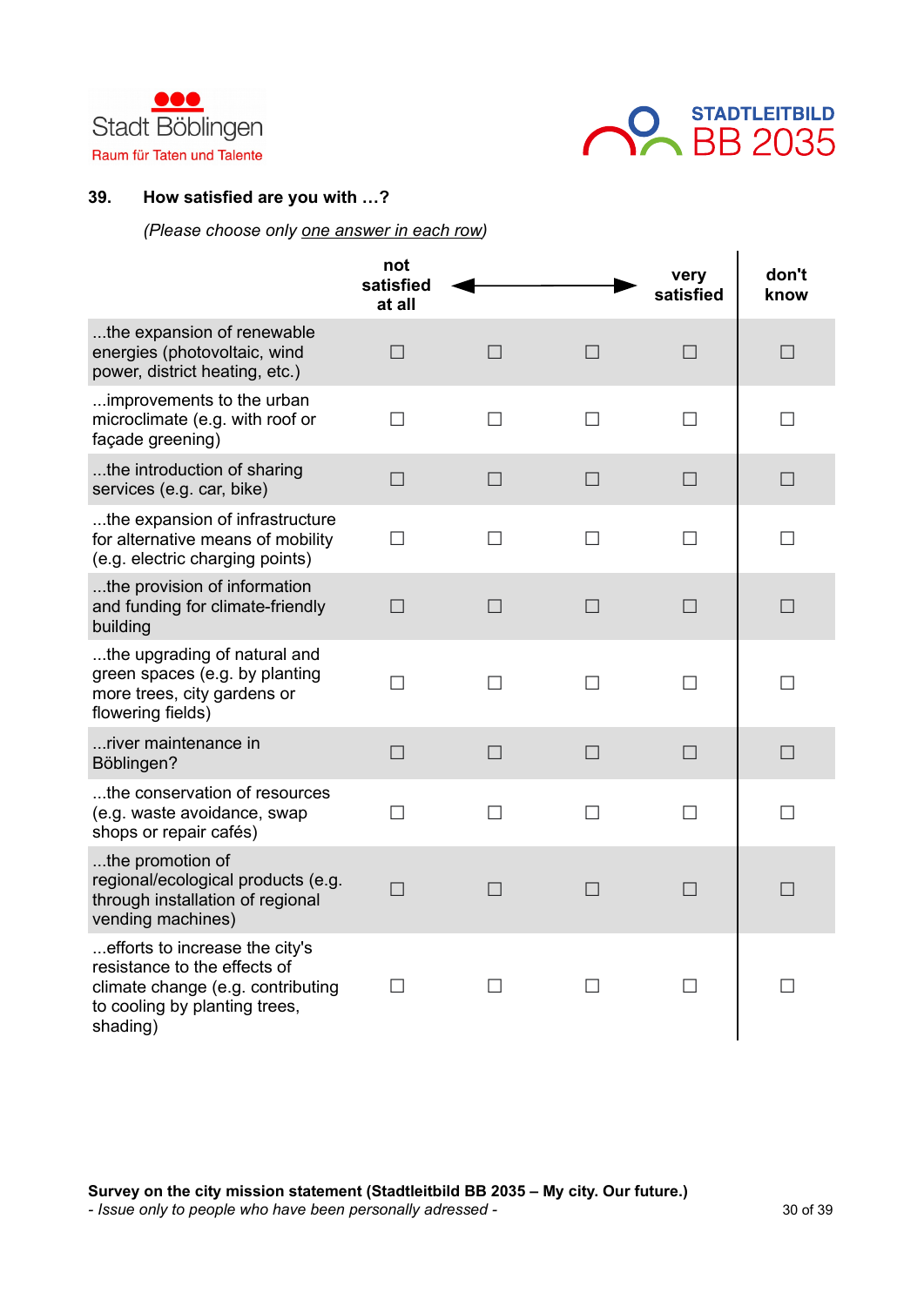**39.** **How satisfied are you with …?**

*(Please choose only one answer in each row)*

| | not satisfied at all | ◄ | ► | very satisfied | don't know |
|---|---|---|---|---|---|
| ...the expansion of renewable energies (photovoltaic, wind power, district heating, etc.) | ☐ | ☐ | ☐ | ☐ | ☐ |
| ...improvements to the urban microclimate (e.g. with roof or façade greening) | ☐ | ☐ | ☐ | ☐ | ☐ |
| ...the introduction of sharing services (e.g. car, bike) | ☐ | ☐ | ☐ | ☐ | ☐ |
| ...the expansion of infrastructure for alternative means of mobility (e.g. electric charging points) | ☐ | ☐ | ☐ | ☐ | ☐ |
| ...the provision of information and funding for climate-friendly building | ☐ | ☐ | ☐ | ☐ | ☐ |
| ...the upgrading of natural and green spaces (e.g. by planting more trees, city gardens or flowering fields) | ☐ | ☐ | ☐ | ☐ | ☐ |
| ...river maintenance in Böblingen? | ☐ | ☐ | ☐ | ☐ | ☐ |
| ...the conservation of resources (e.g. waste avoidance, swap shops or repair cafés) | ☐ | ☐ | ☐ | ☐ | ☐ |
| ...the promotion of regional/ecological products (e.g. through installation of regional vending machines) | ☐ | ☐ | ☐ | ☐ | ☐ |
| ...efforts to increase the city's resistance to the effects of climate change (e.g. contributing to cooling by planting trees, shading) | ☐ | ☐ | ☐ | ☐ | ☐ |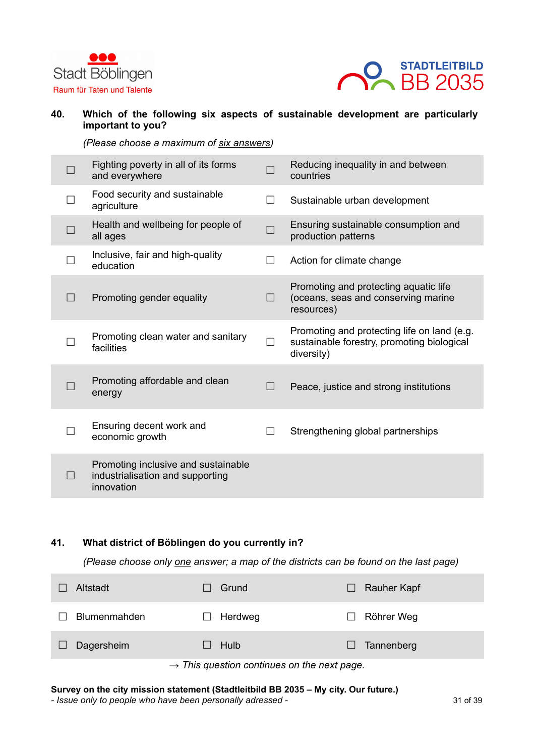**40. Which of the following six aspects of sustainable development are particularly important to you?**

*(Please choose a maximum of six answers)*

| | | | |
|---|---|---|---|
| ☐ | Fighting poverty in all of its forms and everywhere | ☐ | Reducing inequality in and between countries |
| ☐ | Food security and sustainable agriculture | ☐ | Sustainable urban development |
| ☐ | Health and wellbeing for people of all ages | ☐ | Ensuring sustainable consumption and production patterns |
| ☐ | Inclusive, fair and high-quality education | ☐ | Action for climate change |
| ☐ | Promoting gender equality | ☐ | Promoting and protecting aquatic life (oceans, seas and conserving marine resources) |
| ☐ | Promoting clean water and sanitary facilities | ☐ | Promoting and protecting life on land (e.g. sustainable forestry, promoting biological diversity) |
| ☐ | Promoting affordable and clean energy | ☐ | Peace, justice and strong institutions |
| ☐ | Ensuring decent work and economic growth | ☐ | Strengthening global partnerships |
| ☐ | Promoting inclusive and sustainable industrialisation and supporting innovation | | |

**41. What district of Böblingen do you currently in?**

*(Please choose only one answer; a map of the districts can be found on the last page)*

| | | |
|---|---|---|
| ☐ Altstadt | ☐ Grund | ☐ Rauher Kapf |
| ☐ Blumenmahden | ☐ Herdweg | ☐ Röhrer Weg |
| ☐ Dagersheim | ☐ Hulb | ☐ Tannenberg |

*→ This question continues on the next page.*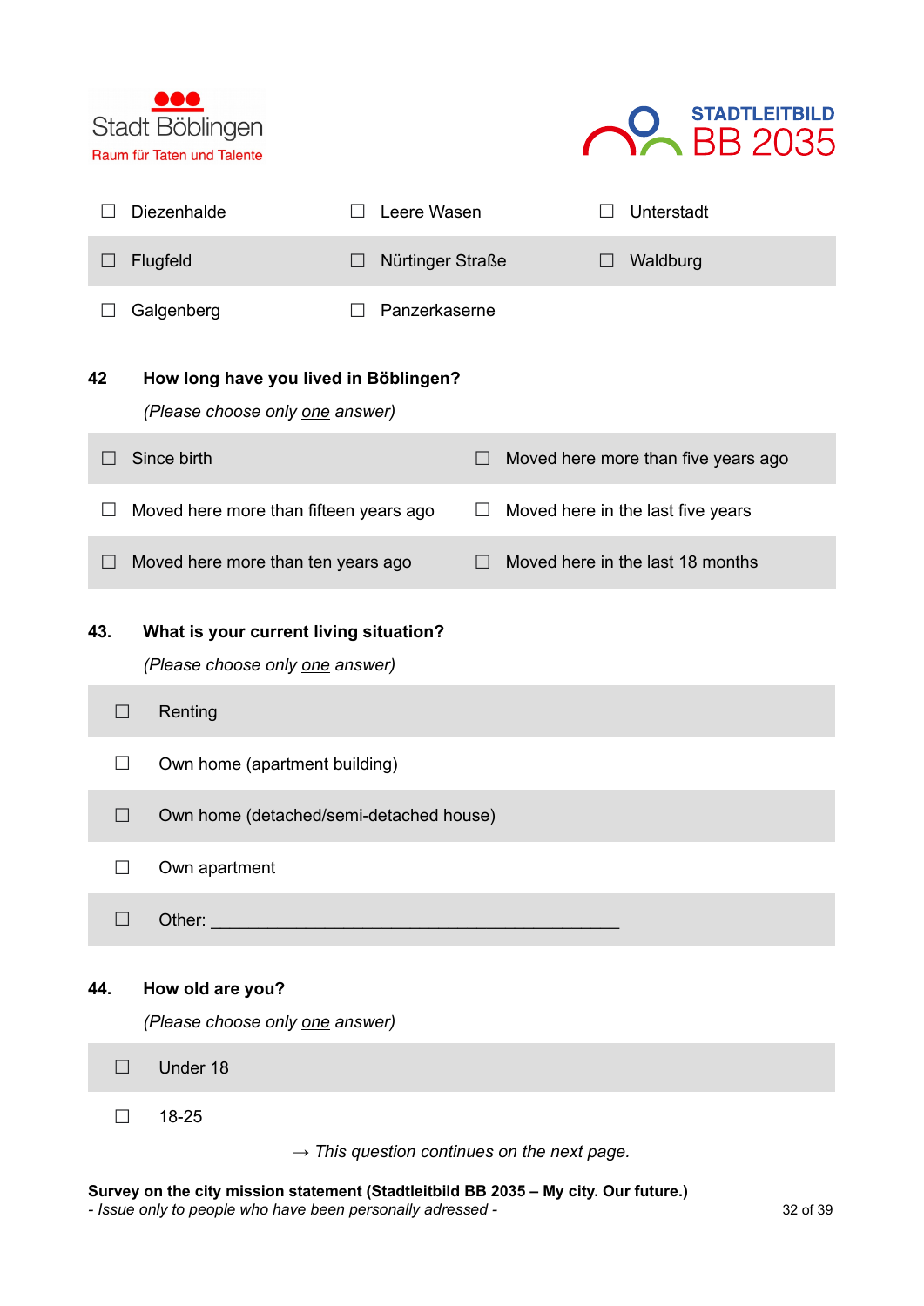| | | |
|---|---|---|
| ☐ Diezenhalde | ☐ Leere Wasen | ☐ Unterstadt |
| ☐ Flugfeld | ☐ Nürtinger Straße | ☐ Waldburg |
| ☐ Galgenberg | ☐ Panzerkaserne | |

**42 How long have you lived in Böblingen?**

*(Please choose only one answer)*

| | |
|---|---|
| ☐ Since birth | ☐ Moved here more than five years ago |
| ☐ Moved here more than fifteen years ago | ☐ Moved here in the last five years |
| ☐ Moved here more than ten years ago | ☐ Moved here in the last 18 months |

**43. What is your current living situation?**

*(Please choose only one answer)*

☐ Renting

☐ Own home (apartment building)

☐ Own home (detached/semi-detached house)

☐ Own apartment

☐ Other: ____________________________________________

**44. How old are you?**

*(Please choose only one answer)*

☐ Under 18

☐ 18-25

→ *This question continues on the next page.*

**Survey on the city mission statement (Stadtleitbild BB 2035 – My city. Our future.)**
*- Issue only to people who have been personally adressed -*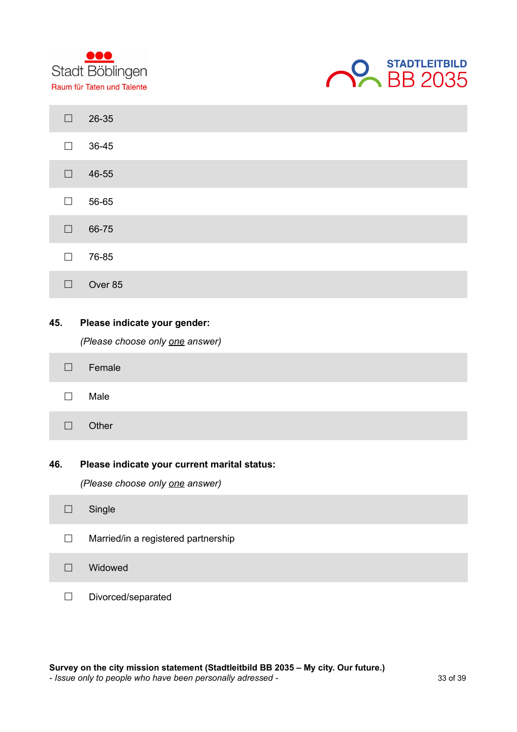- ☐ 26-35
- ☐ 36-45
- ☐ 46-55
- ☐ 56-65
- ☐ 66-75
- ☐ 76-85
- ☐ Over 85

**45. Please indicate your gender:**

*(Please choose only <u>one</u> answer)*

- ☐ Female
- ☐ Male
- ☐ Other

**46. Please indicate your current marital status:**

*(Please choose only <u>one</u> answer)*

- ☐ Single
- ☐ Married/in a registered partnership
- ☐ Widowed
- ☐ Divorced/separated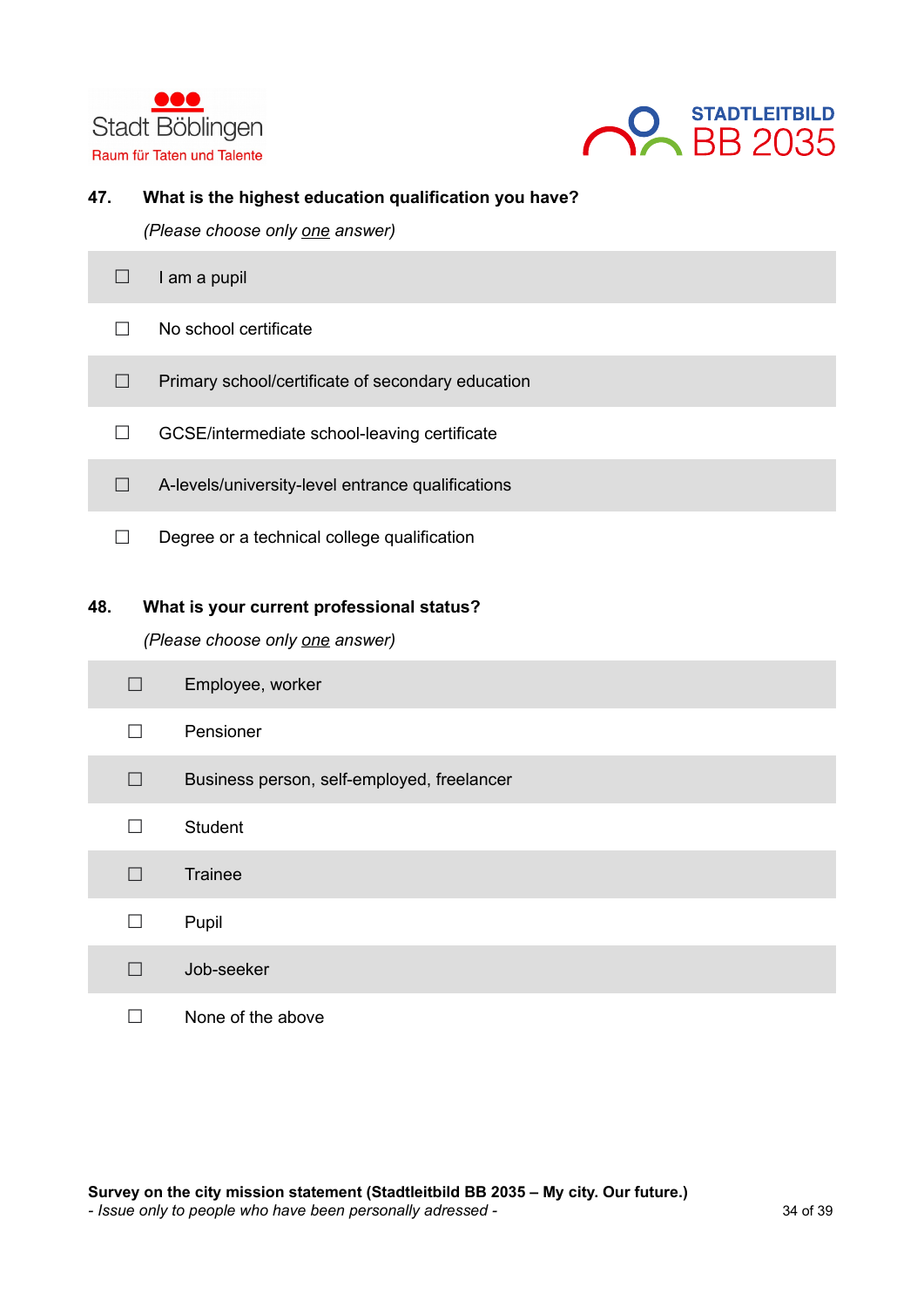**47. What is the highest education qualification you have?**

*(Please choose only one answer)*

- ☐ I am a pupil
- ☐ No school certificate
- ☐ Primary school/certificate of secondary education
- ☐ GCSE/intermediate school-leaving certificate
- ☐ A-levels/university-level entrance qualifications
- ☐ Degree or a technical college qualification

**48. What is your current professional status?**

*(Please choose only one answer)*

- ☐ Employee, worker
- ☐ Pensioner
- ☐ Business person, self-employed, freelancer
- ☐ Student
- ☐ Trainee
- ☐ Pupil
- ☐ Job-seeker
- ☐ None of the above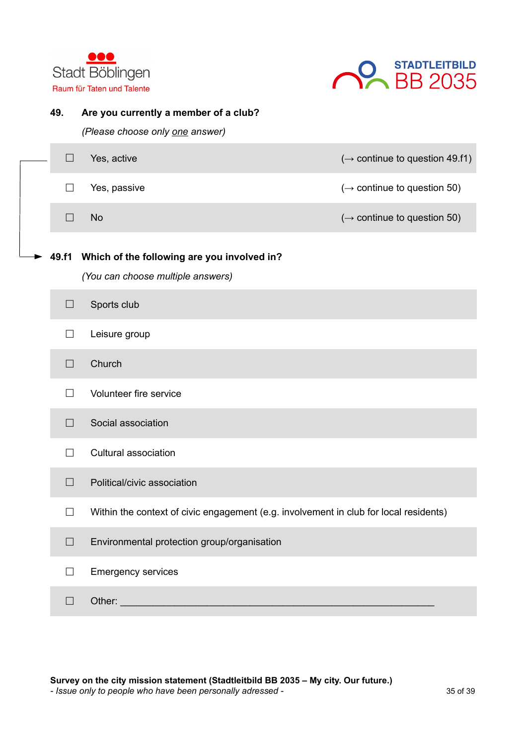**49. Are you currently a member of a club?**

*(Please choose only one answer)*

| | | |
|---|---|---|
| ☐ | Yes, active | (→ continue to question 49.f1) |
| ☐ | Yes, passive | (→ continue to question 50) |
| ☐ | No | (→ continue to question 50) |

**49.f1 Which of the following are you involved in?**

*(You can choose multiple answers)*

| | |
|---|---|
| ☐ | Sports club |
| ☐ | Leisure group |
| ☐ | Church |
| ☐ | Volunteer fire service |
| ☐ | Social association |
| ☐ | Cultural association |
| ☐ | Political/civic association |
| ☐ | Within the context of civic engagement (e.g. involvement in club for local residents) |
| ☐ | Environmental protection group/organisation |
| ☐ | Emergency services |
| ☐ | Other: ____________________________________________________________ |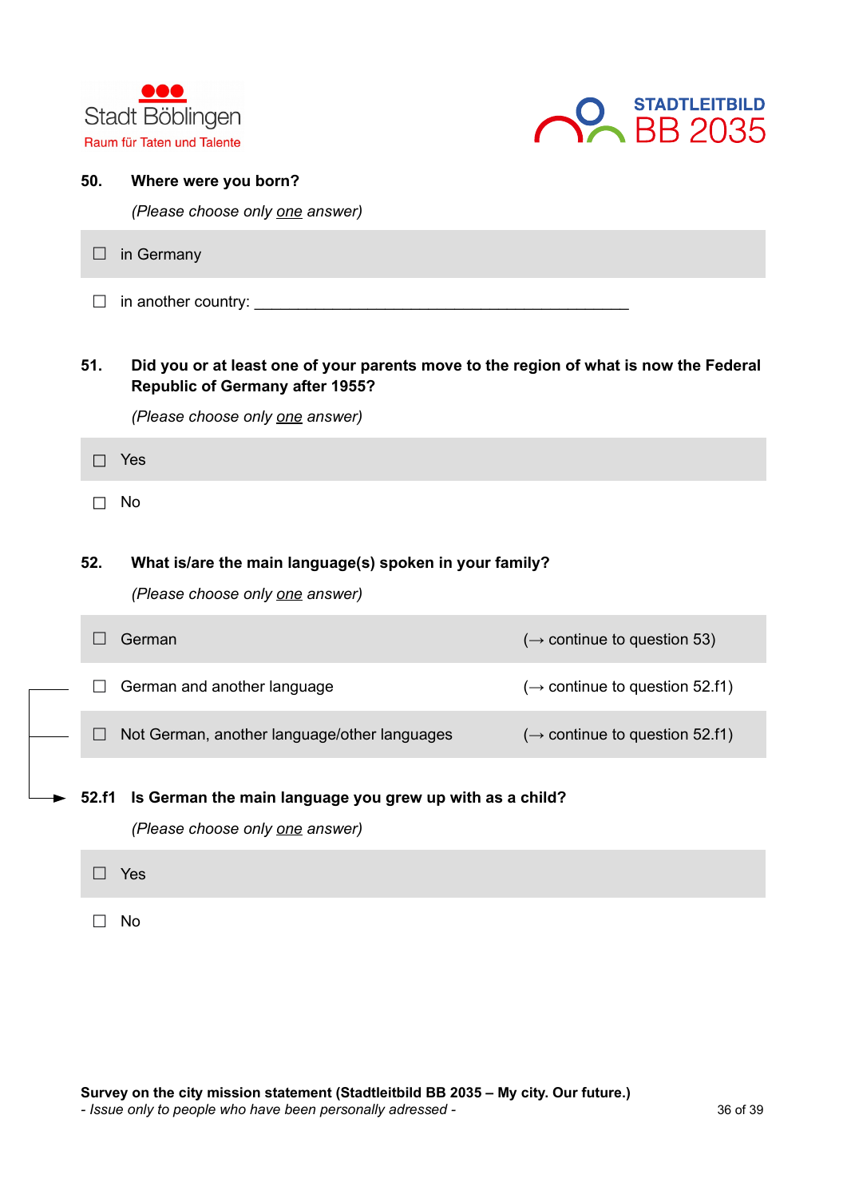**50. Where were you born?**

*(Please choose only one answer)*

- ☐ in Germany
- ☐ in another country: ____________________________________________

**51. Did you or at least one of your parents move to the region of what is now the Federal Republic of Germany after 1955?**

*(Please choose only one answer)*

- ☐ Yes
- ☐ No

**52. What is/are the main language(s) spoken in your family?**

*(Please choose only one answer)*

| | |
|---|---|
| ☐ German | (→ continue to question 53) |
| ☐ German and another language | (→ continue to question 52.f1) |
| ☐ Not German, another language/other languages | (→ continue to question 52.f1) |

**52.f1 Is German the main language you grew up with as a child?**

*(Please choose only one answer)*

- ☐ Yes
- ☐ No

**Survey on the city mission statement (Stadtleitbild BB 2035 – My city. Our future.)**
*- Issue only to people who have been personally adressed -*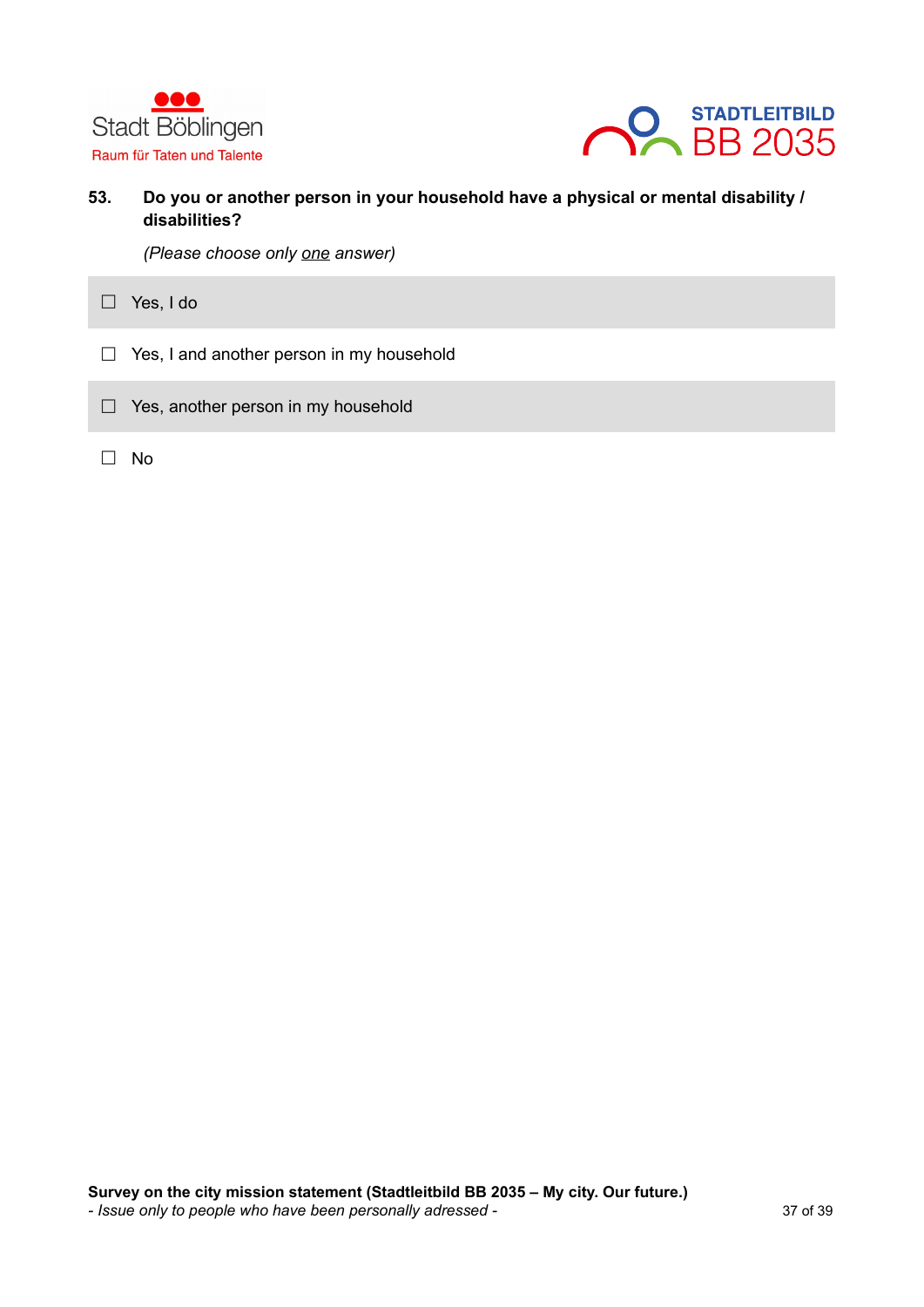**53. Do you or another person in your household have a physical or mental disability / disabilities?**

*(Please choose only one answer)*

☐ Yes, I do

☐ Yes, I and another person in my household

☐ Yes, another person in my household

☐ No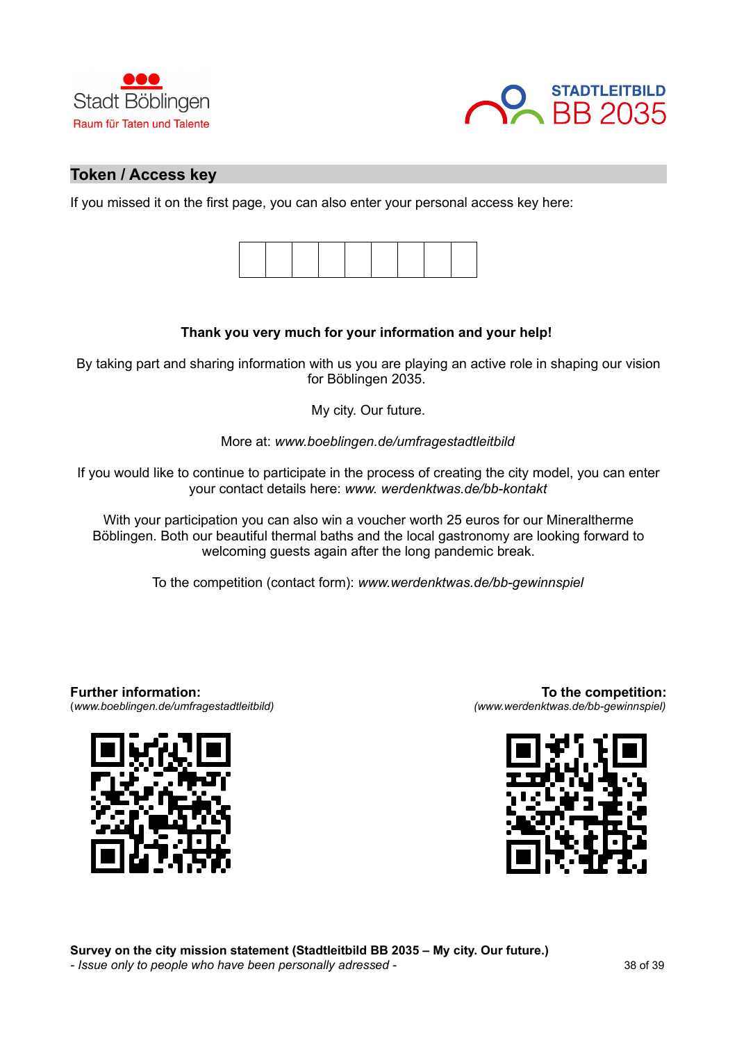Stadt Böblingen

Raum für Taten und Talente

**STADTLEITBILD**
BB 2035

## Token / Access key

If you missed it on the first page, you can also enter your personal access key here:

| | | | | | | | | |
|---|---|---|---|---|---|---|---|---|
| | | | | | | | | |

**Thank you very much for your information and your help!**

By taking part and sharing information with us you are playing an active role in shaping our vision for Böblingen 2035.

My city. Our future.

More at: *www.boeblingen.de/umfragestadtleitbild*

If you would like to continue to participate in the process of creating the city model, you can enter your contact details here: *www. werdenktwas.de/bb-kontakt*

With your participation you can also win a voucher worth 25 euros for our Mineraltherme Böblingen. Both our beautiful thermal baths and the local gastronomy are looking forward to welcoming guests again after the long pandemic break.

To the competition (contact form): *www.werdenktwas.de/bb-gewinnspiel*

**Further information:**
(*www.boeblingen.de/umfragestadtleitbild)*

**To the competition:**
*(www.werdenktwas.de/bb-gewinnspiel)*

**Survey on the city mission statement (Stadtleitbild BB 2035 – My city. Our future.)**
*- Issue only to people who have been personally adressed -*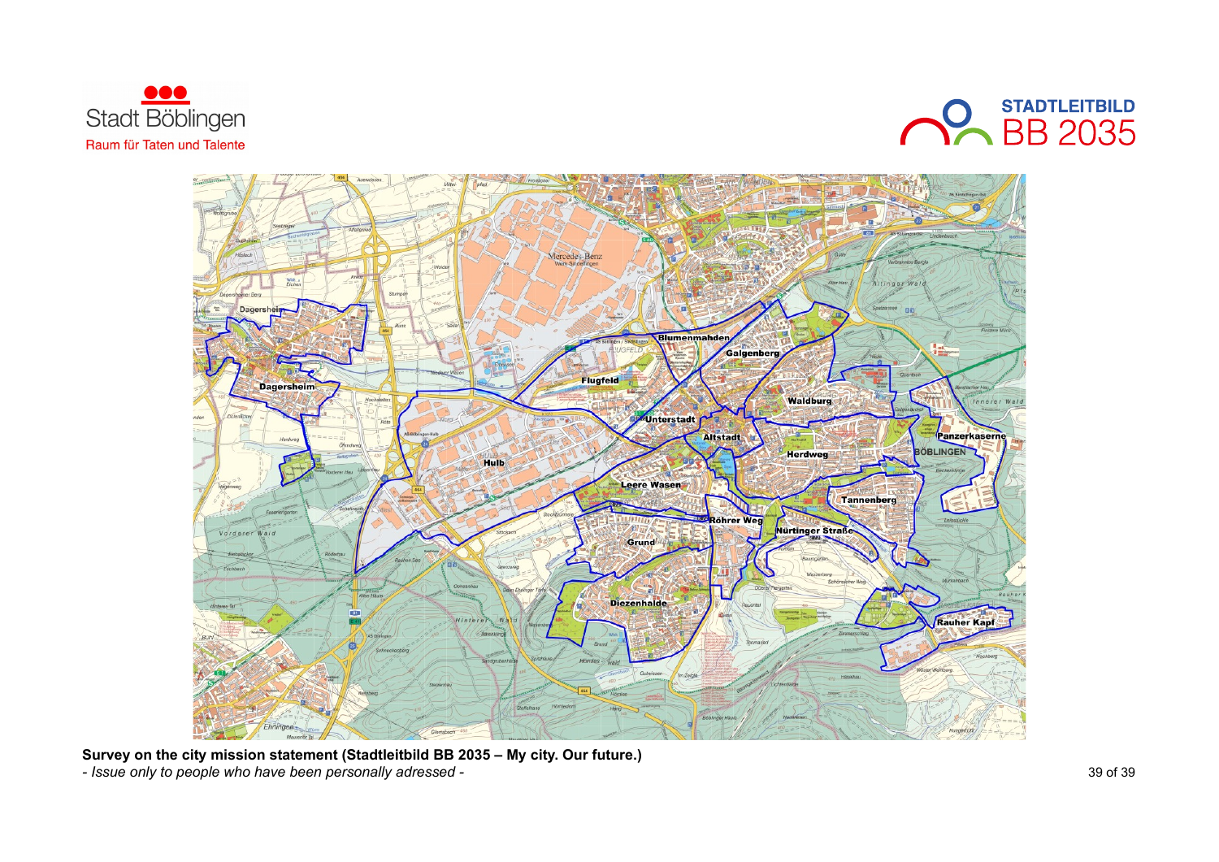Stadt Böblingen

Raum für Taten und Talente

STADTLEITBILD BB 2035

Dagersheim

Blumenmahden

Galgenberg

Flugfeld

Waldburg

Unterstadt

Altstadt

Panzerkaserne

Herdweg

Hulb

Leere Wasen

Tannenberg

Röhrer Weg

Nürtinger Straße

Grund

Diezenhalde

Rauher Kapf

**Survey on the city mission statement (Stadtleitbild BB 2035 – My city. Our future.)**

*- Issue only to people who have been personally adressed -*